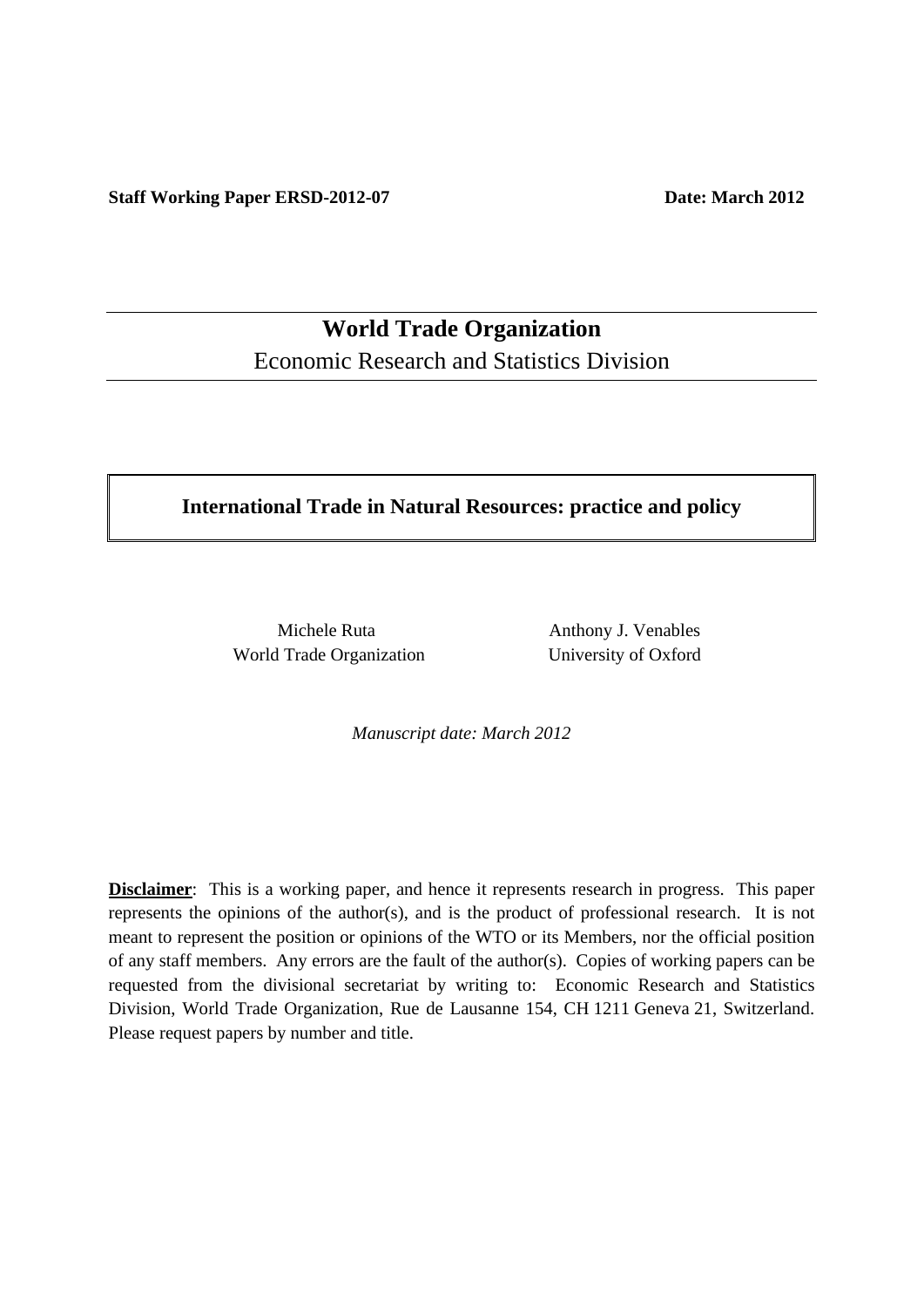**Staff Working Paper ERSD-2012-07** **Date: March 2012**

# World Trade Organization

Economic Research and Statistics Division

## International Trade in Natural Resources: practice and policy

Michele Ruta
World Trade Organization

Anthony J. Venables
University of Oxford

*Manuscript date: March 2012*

**Disclaimer**: This is a working paper, and hence it represents research in progress. This paper represents the opinions of the author(s), and is the product of professional research. It is not meant to represent the position or opinions of the WTO or its Members, nor the official position of any staff members. Any errors are the fault of the author(s). Copies of working papers can be requested from the divisional secretariat by writing to: Economic Research and Statistics Division, World Trade Organization, Rue de Lausanne 154, CH 1211 Geneva 21, Switzerland. Please request papers by number and title.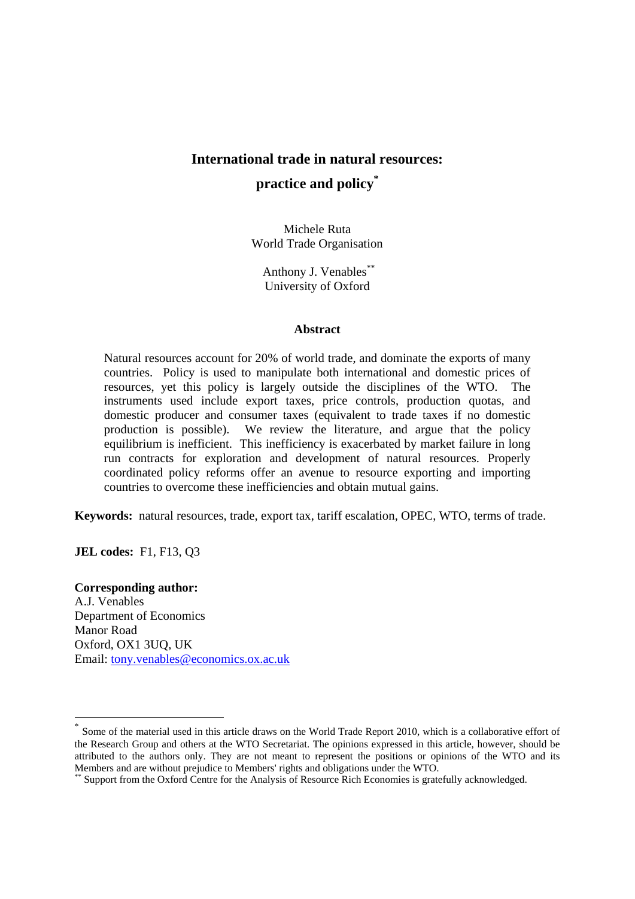# International trade in natural resources: practice and policy[*]

Michele Ruta
World Trade Organisation

Anthony J. Venables[**]
University of Oxford

## Abstract

Natural resources account for 20% of world trade, and dominate the exports of many countries. Policy is used to manipulate both international and domestic prices of resources, yet this policy is largely outside the disciplines of the WTO. The instruments used include export taxes, price controls, production quotas, and domestic producer and consumer taxes (equivalent to trade taxes if no domestic production is possible). We review the literature, and argue that the policy equilibrium is inefficient. This inefficiency is exacerbated by market failure in long run contracts for exploration and development of natural resources. Properly coordinated policy reforms offer an avenue to resource exporting and importing countries to overcome these inefficiencies and obtain mutual gains.

**Keywords:** natural resources, trade, export tax, tariff escalation, OPEC, WTO, terms of trade.

**JEL codes:** F1, F13, Q3

**Corresponding author:**
A.J. Venables
Department of Economics
Manor Road
Oxford, OX1 3UQ, UK
Email: tony.venables@economics.ox.ac.uk

---

[*] Some of the material used in this article draws on the World Trade Report 2010, which is a collaborative effort of the Research Group and others at the WTO Secretariat. The opinions expressed in this article, however, should be attributed to the authors only. They are not meant to represent the positions or opinions of the WTO and its Members and are without prejudice to Members' rights and obligations under the WTO.

[**] Support from the Oxford Centre for the Analysis of Resource Rich Economies is gratefully acknowledged.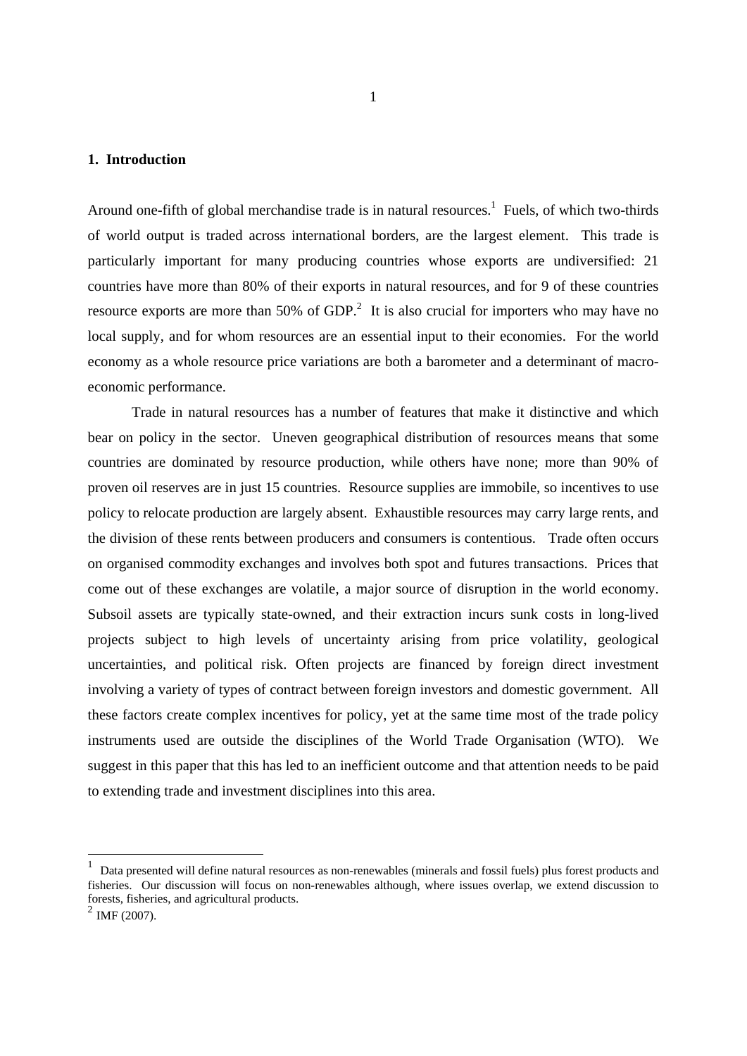## 1. Introduction

Around one-fifth of global merchandise trade is in natural resources.[1] Fuels, of which two-thirds of world output is traded across international borders, are the largest element. This trade is particularly important for many producing countries whose exports are undiversified: 21 countries have more than 80% of their exports in natural resources, and for 9 of these countries resource exports are more than 50% of GDP.[2] It is also crucial for importers who may have no local supply, and for whom resources are an essential input to their economies. For the world economy as a whole resource price variations are both a barometer and a determinant of macro-economic performance.

Trade in natural resources has a number of features that make it distinctive and which bear on policy in the sector. Uneven geographical distribution of resources means that some countries are dominated by resource production, while others have none; more than 90% of proven oil reserves are in just 15 countries. Resource supplies are immobile, so incentives to use policy to relocate production are largely absent. Exhaustible resources may carry large rents, and the division of these rents between producers and consumers is contentious. Trade often occurs on organised commodity exchanges and involves both spot and futures transactions. Prices that come out of these exchanges are volatile, a major source of disruption in the world economy. Subsoil assets are typically state-owned, and their extraction incurs sunk costs in long-lived projects subject to high levels of uncertainty arising from price volatility, geological uncertainties, and political risk. Often projects are financed by foreign direct investment involving a variety of types of contract between foreign investors and domestic government. All these factors create complex incentives for policy, yet at the same time most of the trade policy instruments used are outside the disciplines of the World Trade Organisation (WTO). We suggest in this paper that this has led to an inefficient outcome and that attention needs to be paid to extending trade and investment disciplines into this area.

---

[1] Data presented will define natural resources as non-renewables (minerals and fossil fuels) plus forest products and fisheries. Our discussion will focus on non-renewables although, where issues overlap, we extend discussion to forests, fisheries, and agricultural products.

[2] IMF (2007).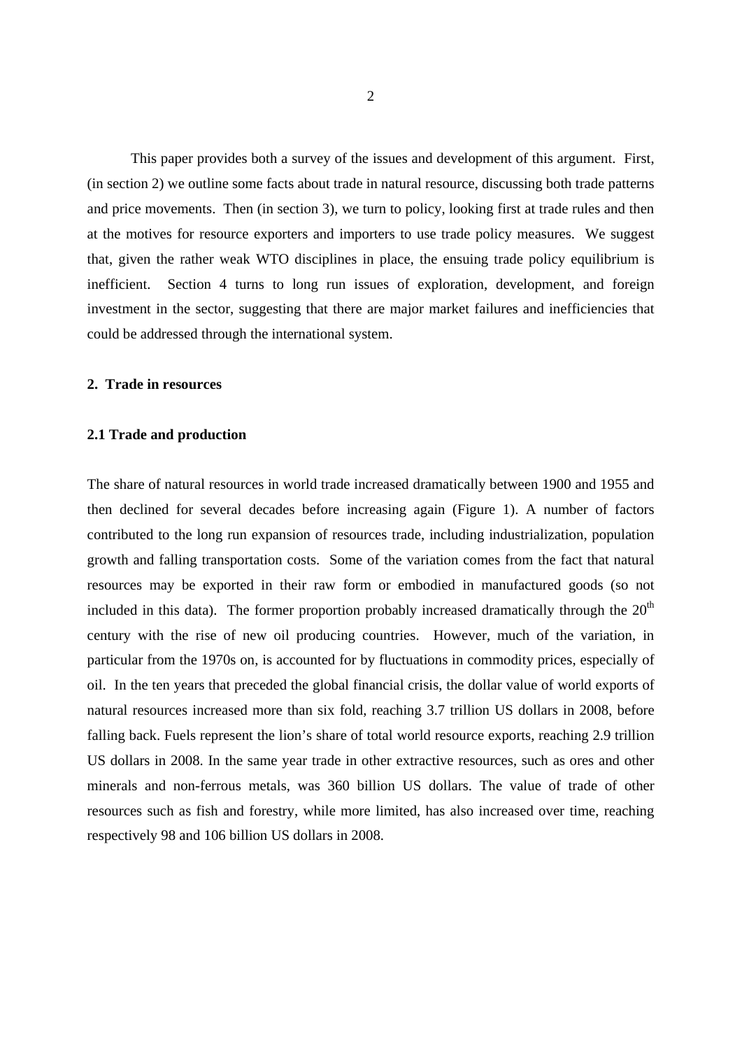This paper provides both a survey of the issues and development of this argument. First, (in section 2) we outline some facts about trade in natural resource, discussing both trade patterns and price movements. Then (in section 3), we turn to policy, looking first at trade rules and then at the motives for resource exporters and importers to use trade policy measures. We suggest that, given the rather weak WTO disciplines in place, the ensuing trade policy equilibrium is inefficient. Section 4 turns to long run issues of exploration, development, and foreign investment in the sector, suggesting that there are major market failures and inefficiencies that could be addressed through the international system.

## 2. Trade in resources

### 2.1 Trade and production

The share of natural resources in world trade increased dramatically between 1900 and 1955 and then declined for several decades before increasing again (Figure 1). A number of factors contributed to the long run expansion of resources trade, including industrialization, population growth and falling transportation costs. Some of the variation comes from the fact that natural resources may be exported in their raw form or embodied in manufactured goods (so not included in this data). The former proportion probably increased dramatically through the 20th century with the rise of new oil producing countries. However, much of the variation, in particular from the 1970s on, is accounted for by fluctuations in commodity prices, especially of oil. In the ten years that preceded the global financial crisis, the dollar value of world exports of natural resources increased more than six fold, reaching 3.7 trillion US dollars in 2008, before falling back. Fuels represent the lion's share of total world resource exports, reaching 2.9 trillion US dollars in 2008. In the same year trade in other extractive resources, such as ores and other minerals and non-ferrous metals, was 360 billion US dollars. The value of trade of other resources such as fish and forestry, while more limited, has also increased over time, reaching respectively 98 and 106 billion US dollars in 2008.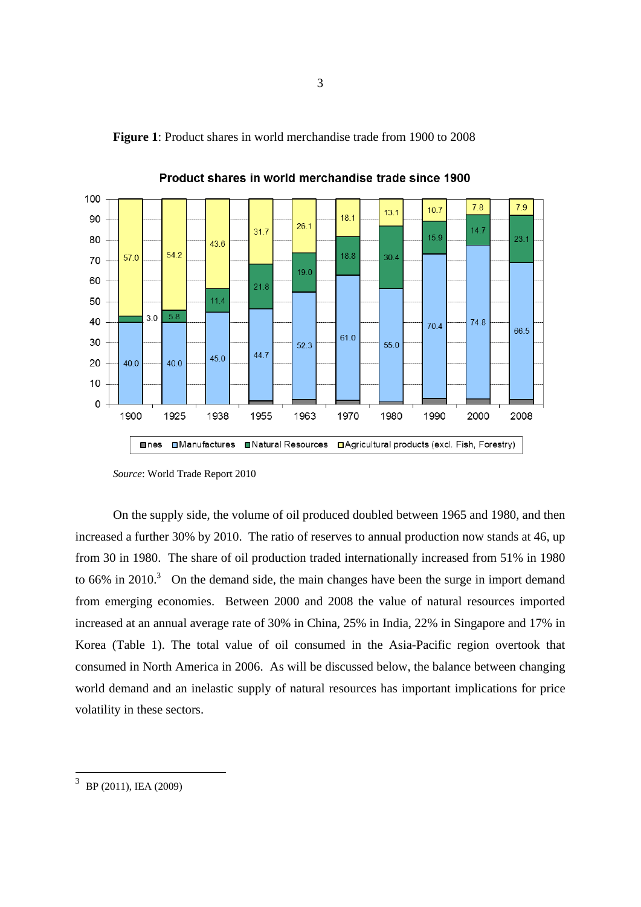**Figure 1**: Product shares in world merchandise trade from 1900 to 2008

*Source*: World Trade Report 2010

On the supply side, the volume of oil produced doubled between 1965 and 1980, and then increased a further 30% by 2010. The ratio of reserves to annual production now stands at 46, up from 30 in 1980. The share of oil production traded internationally increased from 51% in 1980 to 66% in 2010.[3] On the demand side, the main changes have been the surge in import demand from emerging economies. Between 2000 and 2008 the value of natural resources imported increased at an annual average rate of 30% in China, 25% in India, 22% in Singapore and 17% in Korea (Table 1). The total value of oil consumed in the Asia-Pacific region overtook that consumed in North America in 2006. As will be discussed below, the balance between changing world demand and an inelastic supply of natural resources has important implications for price volatility in these sectors.

[3] BP (2011), IEA (2009)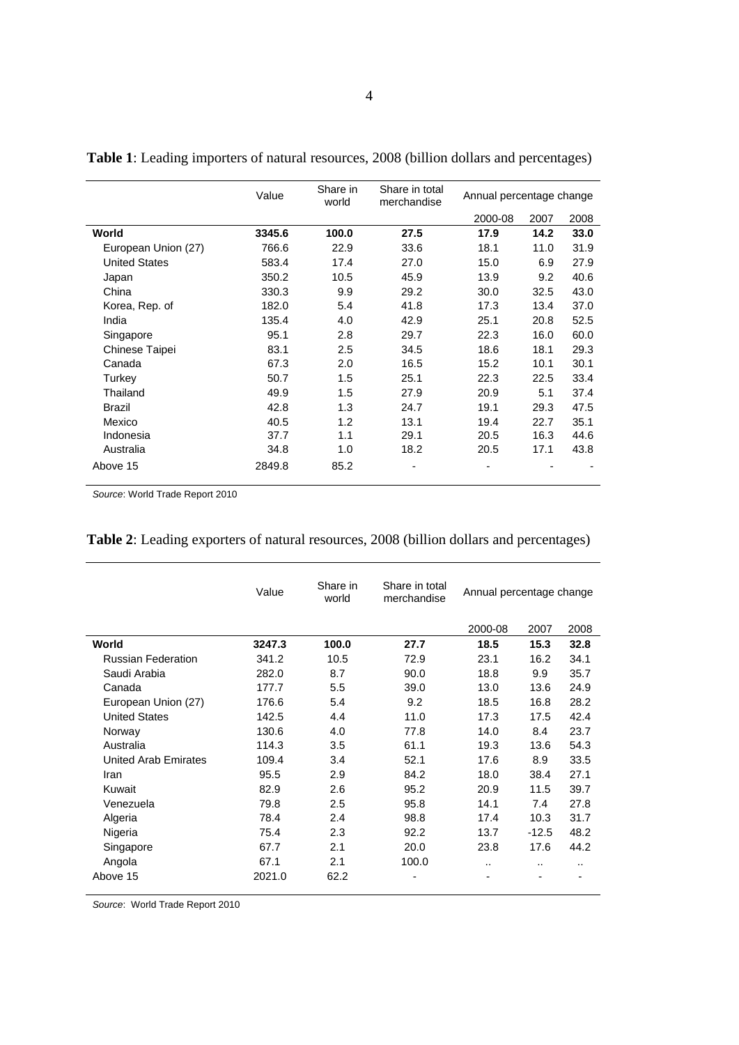**Table 1**: Leading importers of natural resources, 2008 (billion dollars and percentages)

| | Value | Share in world | Share in total merchandise | Annual percentage change | | |
|---|---|---|---|---|---|---|
| | | | | 2000-08 | 2007 | 2008 |
| **World** | **3345.6** | **100.0** | **27.5** | **17.9** | **14.2** | **33.0** |
| European Union (27) | 766.6 | 22.9 | 33.6 | 18.1 | 11.0 | 31.9 |
| United States | 583.4 | 17.4 | 27.0 | 15.0 | 6.9 | 27.9 |
| Japan | 350.2 | 10.5 | 45.9 | 13.9 | 9.2 | 40.6 |
| China | 330.3 | 9.9 | 29.2 | 30.0 | 32.5 | 43.0 |
| Korea, Rep. of | 182.0 | 5.4 | 41.8 | 17.3 | 13.4 | 37.0 |
| India | 135.4 | 4.0 | 42.9 | 25.1 | 20.8 | 52.5 |
| Singapore | 95.1 | 2.8 | 29.7 | 22.3 | 16.0 | 60.0 |
| Chinese Taipei | 83.1 | 2.5 | 34.5 | 18.6 | 18.1 | 29.3 |
| Canada | 67.3 | 2.0 | 16.5 | 15.2 | 10.1 | 30.1 |
| Turkey | 50.7 | 1.5 | 25.1 | 22.3 | 22.5 | 33.4 |
| Thailand | 49.9 | 1.5 | 27.9 | 20.9 | 5.1 | 37.4 |
| Brazil | 42.8 | 1.3 | 24.7 | 19.1 | 29.3 | 47.5 |
| Mexico | 40.5 | 1.2 | 13.1 | 19.4 | 22.7 | 35.1 |
| Indonesia | 37.7 | 1.1 | 29.1 | 20.5 | 16.3 | 44.6 |
| Australia | 34.8 | 1.0 | 18.2 | 20.5 | 17.1 | 43.8 |
| Above 15 | 2849.8 | 85.2 | - | - | - | - |

*Source*: World Trade Report 2010

**Table 2**: Leading exporters of natural resources, 2008 (billion dollars and percentages)

| | Value | Share in world | Share in total merchandise | Annual percentage change | | |
|---|---|---|---|---|---|---|
| | | | | 2000-08 | 2007 | 2008 |
| **World** | **3247.3** | **100.0** | **27.7** | **18.5** | **15.3** | **32.8** |
| Russian Federation | 341.2 | 10.5 | 72.9 | 23.1 | 16.2 | 34.1 |
| Saudi Arabia | 282.0 | 8.7 | 90.0 | 18.8 | 9.9 | 35.7 |
| Canada | 177.7 | 5.5 | 39.0 | 13.0 | 13.6 | 24.9 |
| European Union (27) | 176.6 | 5.4 | 9.2 | 18.5 | 16.8 | 28.2 |
| United States | 142.5 | 4.4 | 11.0 | 17.3 | 17.5 | 42.4 |
| Norway | 130.6 | 4.0 | 77.8 | 14.0 | 8.4 | 23.7 |
| Australia | 114.3 | 3.5 | 61.1 | 19.3 | 13.6 | 54.3 |
| United Arab Emirates | 109.4 | 3.4 | 52.1 | 17.6 | 8.9 | 33.5 |
| Iran | 95.5 | 2.9 | 84.2 | 18.0 | 38.4 | 27.1 |
| Kuwait | 82.9 | 2.6 | 95.2 | 20.9 | 11.5 | 39.7 |
| Venezuela | 79.8 | 2.5 | 95.8 | 14.1 | 7.4 | 27.8 |
| Algeria | 78.4 | 2.4 | 98.8 | 17.4 | 10.3 | 31.7 |
| Nigeria | 75.4 | 2.3 | 92.2 | 13.7 | -12.5 | 48.2 |
| Singapore | 67.7 | 2.1 | 20.0 | 23.8 | 17.6 | 44.2 |
| Angola | 67.1 | 2.1 | 100.0 | .. | .. | .. |
| Above 15 | 2021.0 | 62.2 | - | - | - | - |

*Source*: World Trade Report 2010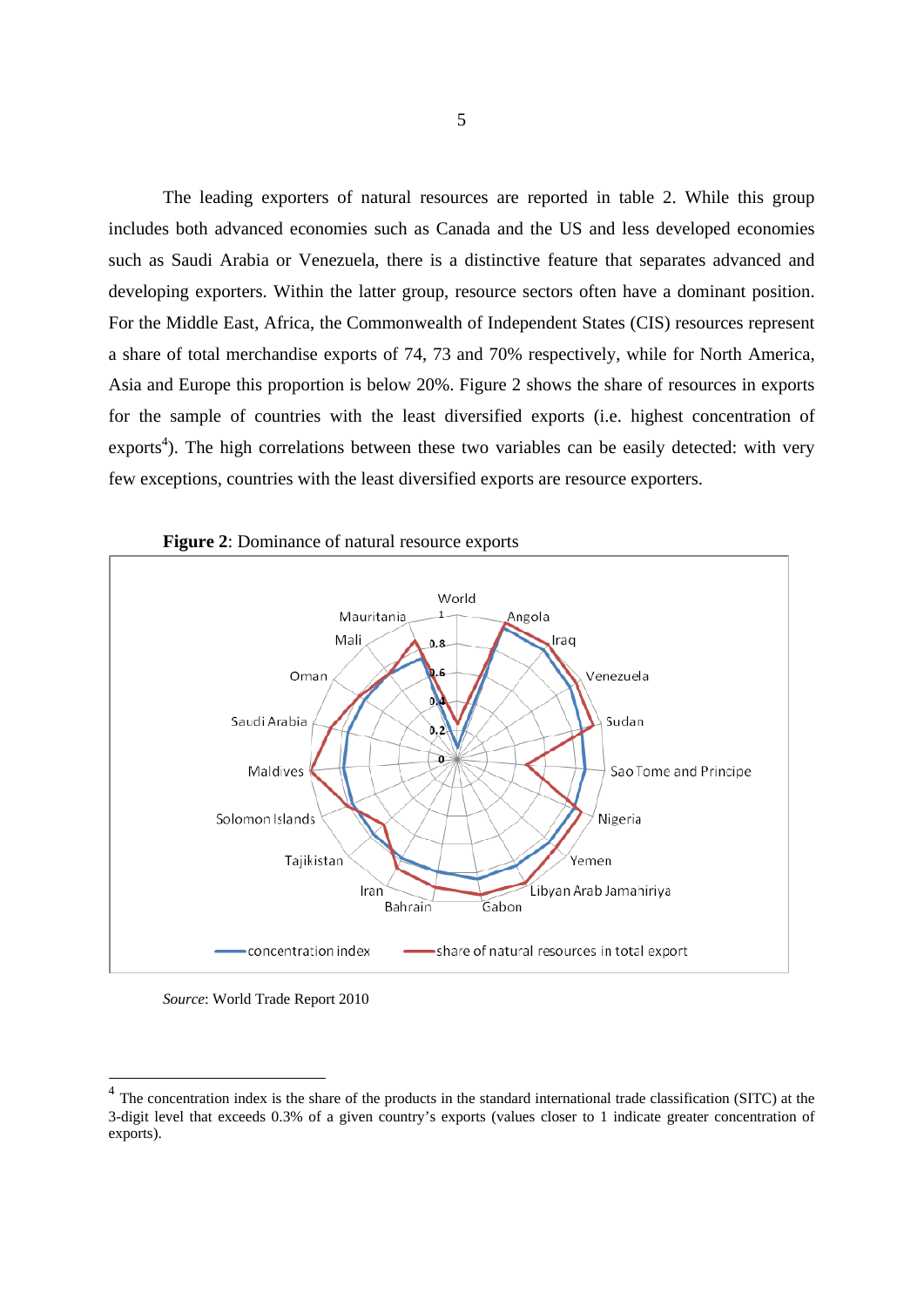The leading exporters of natural resources are reported in table 2. While this group includes both advanced economies such as Canada and the US and less developed economies such as Saudi Arabia or Venezuela, there is a distinctive feature that separates advanced and developing exporters. Within the latter group, resource sectors often have a dominant position. For the Middle East, Africa, the Commonwealth of Independent States (CIS) resources represent a share of total merchandise exports of 74, 73 and 70% respectively, while for North America, Asia and Europe this proportion is below 20%. Figure 2 shows the share of resources in exports for the sample of countries with the least diversified exports (i.e. highest concentration of exports[4]). The high correlations between these two variables can be easily detected: with very few exceptions, countries with the least diversified exports are resource exporters.

**Figure 2**: Dominance of natural resource exports

*Source*: World Trade Report 2010

[4] The concentration index is the share of the products in the standard international trade classification (SITC) at the 3-digit level that exceeds 0.3% of a given country's exports (values closer to 1 indicate greater concentration of exports).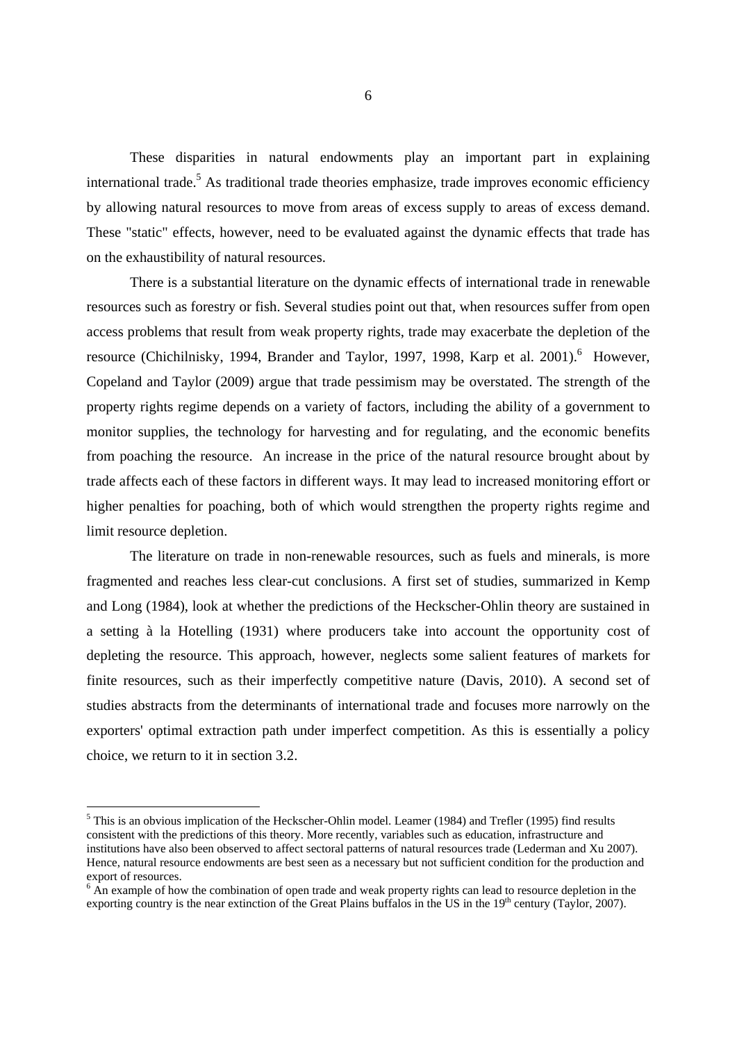These disparities in natural endowments play an important part in explaining international trade.[5] As traditional trade theories emphasize, trade improves economic efficiency by allowing natural resources to move from areas of excess supply to areas of excess demand. These "static" effects, however, need to be evaluated against the dynamic effects that trade has on the exhaustibility of natural resources.

There is a substantial literature on the dynamic effects of international trade in renewable resources such as forestry or fish. Several studies point out that, when resources suffer from open access problems that result from weak property rights, trade may exacerbate the depletion of the resource (Chichilnisky, 1994, Brander and Taylor, 1997, 1998, Karp et al. 2001).[6] However, Copeland and Taylor (2009) argue that trade pessimism may be overstated. The strength of the property rights regime depends on a variety of factors, including the ability of a government to monitor supplies, the technology for harvesting and for regulating, and the economic benefits from poaching the resource. An increase in the price of the natural resource brought about by trade affects each of these factors in different ways. It may lead to increased monitoring effort or higher penalties for poaching, both of which would strengthen the property rights regime and limit resource depletion.

The literature on trade in non-renewable resources, such as fuels and minerals, is more fragmented and reaches less clear-cut conclusions. A first set of studies, summarized in Kemp and Long (1984), look at whether the predictions of the Heckscher-Ohlin theory are sustained in a setting à la Hotelling (1931) where producers take into account the opportunity cost of depleting the resource. This approach, however, neglects some salient features of markets for finite resources, such as their imperfectly competitive nature (Davis, 2010). A second set of studies abstracts from the determinants of international trade and focuses more narrowly on the exporters' optimal extraction path under imperfect competition. As this is essentially a policy choice, we return to it in section 3.2.

---

[5] This is an obvious implication of the Heckscher-Ohlin model. Leamer (1984) and Trefler (1995) find results consistent with the predictions of this theory. More recently, variables such as education, infrastructure and institutions have also been observed to affect sectoral patterns of natural resources trade (Lederman and Xu 2007). Hence, natural resource endowments are best seen as a necessary but not sufficient condition for the production and export of resources.

[6] An example of how the combination of open trade and weak property rights can lead to resource depletion in the exporting country is the near extinction of the Great Plains buffalos in the US in the 19th century (Taylor, 2007).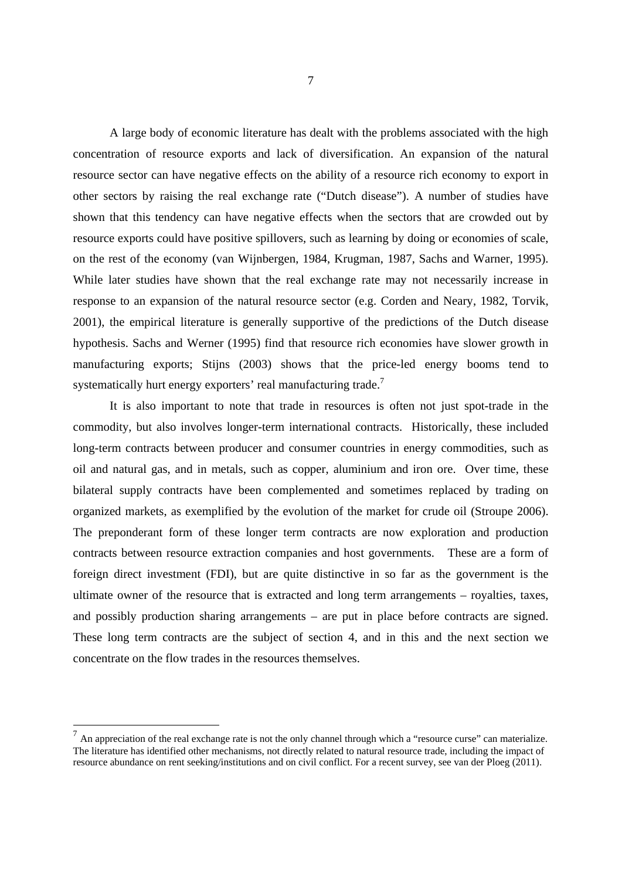A large body of economic literature has dealt with the problems associated with the high concentration of resource exports and lack of diversification. An expansion of the natural resource sector can have negative effects on the ability of a resource rich economy to export in other sectors by raising the real exchange rate ("Dutch disease"). A number of studies have shown that this tendency can have negative effects when the sectors that are crowded out by resource exports could have positive spillovers, such as learning by doing or economies of scale, on the rest of the economy (van Wijnbergen, 1984, Krugman, 1987, Sachs and Warner, 1995). While later studies have shown that the real exchange rate may not necessarily increase in response to an expansion of the natural resource sector (e.g. Corden and Neary, 1982, Torvik, 2001), the empirical literature is generally supportive of the predictions of the Dutch disease hypothesis. Sachs and Werner (1995) find that resource rich economies have slower growth in manufacturing exports; Stijns (2003) shows that the price-led energy booms tend to systematically hurt energy exporters' real manufacturing trade.[7]

It is also important to note that trade in resources is often not just spot-trade in the commodity, but also involves longer-term international contracts. Historically, these included long-term contracts between producer and consumer countries in energy commodities, such as oil and natural gas, and in metals, such as copper, aluminium and iron ore. Over time, these bilateral supply contracts have been complemented and sometimes replaced by trading on organized markets, as exemplified by the evolution of the market for crude oil (Stroupe 2006). The preponderant form of these longer term contracts are now exploration and production contracts between resource extraction companies and host governments. These are a form of foreign direct investment (FDI), but are quite distinctive in so far as the government is the ultimate owner of the resource that is extracted and long term arrangements – royalties, taxes, and possibly production sharing arrangements – are put in place before contracts are signed. These long term contracts are the subject of section 4, and in this and the next section we concentrate on the flow trades in the resources themselves.

[7] An appreciation of the real exchange rate is not the only channel through which a "resource curse" can materialize. The literature has identified other mechanisms, not directly related to natural resource trade, including the impact of resource abundance on rent seeking/institutions and on civil conflict. For a recent survey, see van der Ploeg (2011).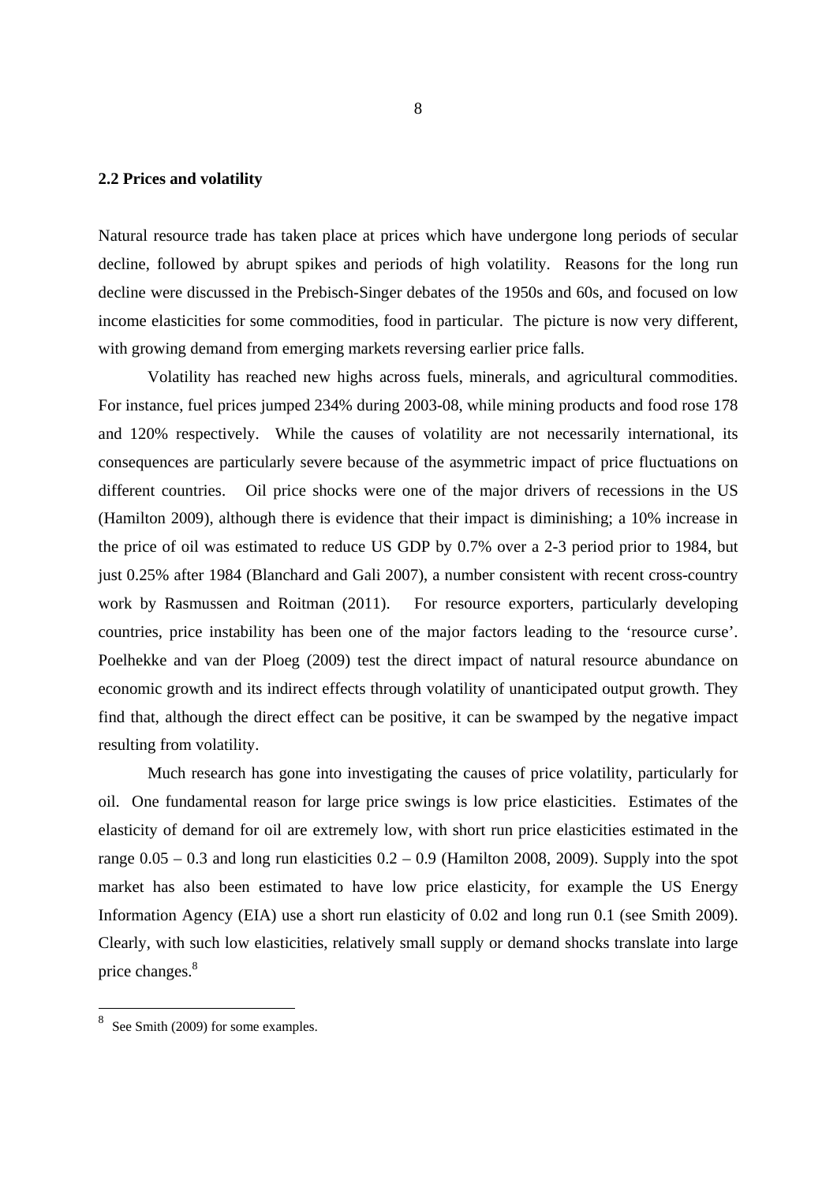## 2.2 Prices and volatility

Natural resource trade has taken place at prices which have undergone long periods of secular decline, followed by abrupt spikes and periods of high volatility. Reasons for the long run decline were discussed in the Prebisch-Singer debates of the 1950s and 60s, and focused on low income elasticities for some commodities, food in particular. The picture is now very different, with growing demand from emerging markets reversing earlier price falls.

Volatility has reached new highs across fuels, minerals, and agricultural commodities. For instance, fuel prices jumped 234% during 2003-08, while mining products and food rose 178 and 120% respectively. While the causes of volatility are not necessarily international, its consequences are particularly severe because of the asymmetric impact of price fluctuations on different countries. Oil price shocks were one of the major drivers of recessions in the US (Hamilton 2009), although there is evidence that their impact is diminishing; a 10% increase in the price of oil was estimated to reduce US GDP by 0.7% over a 2-3 period prior to 1984, but just 0.25% after 1984 (Blanchard and Gali 2007), a number consistent with recent cross-country work by Rasmussen and Roitman (2011). For resource exporters, particularly developing countries, price instability has been one of the major factors leading to the 'resource curse'. Poelhekke and van der Ploeg (2009) test the direct impact of natural resource abundance on economic growth and its indirect effects through volatility of unanticipated output growth. They find that, although the direct effect can be positive, it can be swamped by the negative impact resulting from volatility.

Much research has gone into investigating the causes of price volatility, particularly for oil. One fundamental reason for large price swings is low price elasticities. Estimates of the elasticity of demand for oil are extremely low, with short run price elasticities estimated in the range 0.05 – 0.3 and long run elasticities 0.2 – 0.9 (Hamilton 2008, 2009). Supply into the spot market has also been estimated to have low price elasticity, for example the US Energy Information Agency (EIA) use a short run elasticity of 0.02 and long run 0.1 (see Smith 2009). Clearly, with such low elasticities, relatively small supply or demand shocks translate into large price changes.[8]

---

[8] See Smith (2009) for some examples.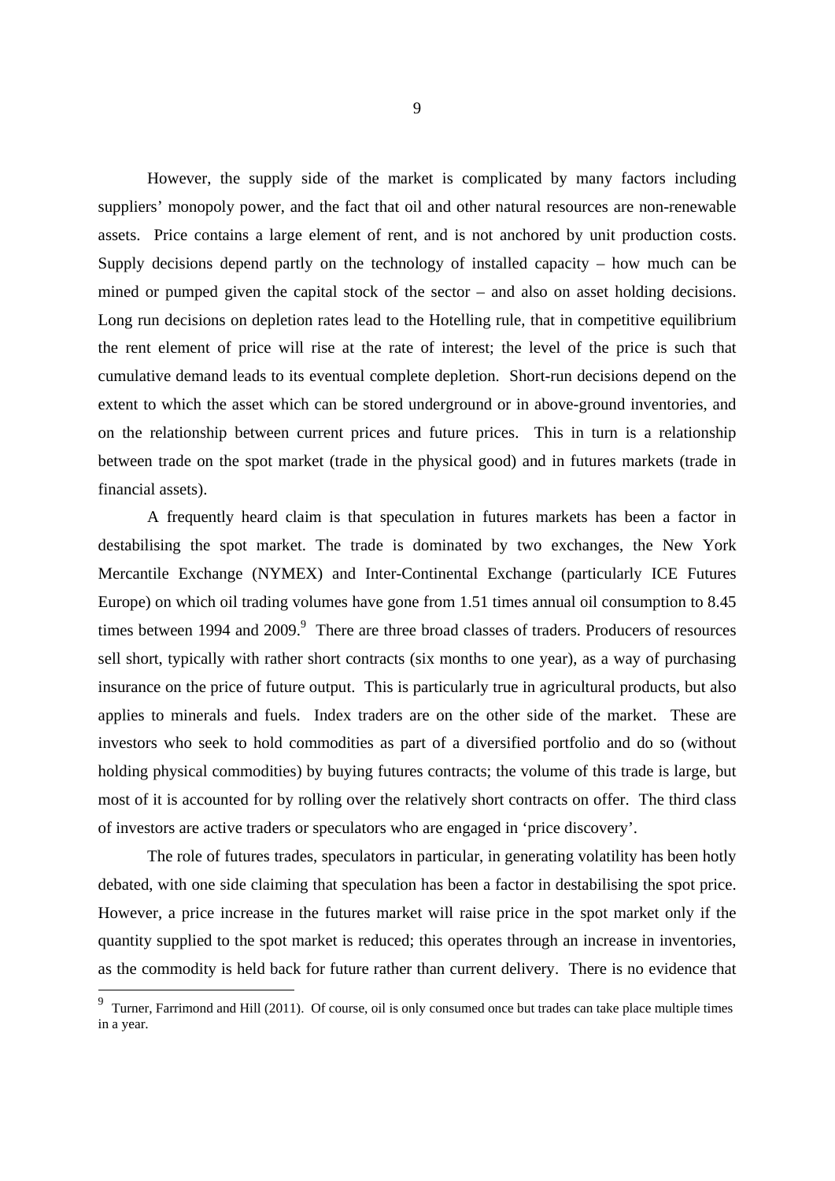However, the supply side of the market is complicated by many factors including suppliers' monopoly power, and the fact that oil and other natural resources are non-renewable assets. Price contains a large element of rent, and is not anchored by unit production costs. Supply decisions depend partly on the technology of installed capacity – how much can be mined or pumped given the capital stock of the sector – and also on asset holding decisions. Long run decisions on depletion rates lead to the Hotelling rule, that in competitive equilibrium the rent element of price will rise at the rate of interest; the level of the price is such that cumulative demand leads to its eventual complete depletion. Short-run decisions depend on the extent to which the asset which can be stored underground or in above-ground inventories, and on the relationship between current prices and future prices. This in turn is a relationship between trade on the spot market (trade in the physical good) and in futures markets (trade in financial assets).

A frequently heard claim is that speculation in futures markets has been a factor in destabilising the spot market. The trade is dominated by two exchanges, the New York Mercantile Exchange (NYMEX) and Inter-Continental Exchange (particularly ICE Futures Europe) on which oil trading volumes have gone from 1.51 times annual oil consumption to 8.45 times between 1994 and 2009.[9] There are three broad classes of traders. Producers of resources sell short, typically with rather short contracts (six months to one year), as a way of purchasing insurance on the price of future output. This is particularly true in agricultural products, but also applies to minerals and fuels. Index traders are on the other side of the market. These are investors who seek to hold commodities as part of a diversified portfolio and do so (without holding physical commodities) by buying futures contracts; the volume of this trade is large, but most of it is accounted for by rolling over the relatively short contracts on offer. The third class of investors are active traders or speculators who are engaged in 'price discovery'.

The role of futures trades, speculators in particular, in generating volatility has been hotly debated, with one side claiming that speculation has been a factor in destabilising the spot price. However, a price increase in the futures market will raise price in the spot market only if the quantity supplied to the spot market is reduced; this operates through an increase in inventories, as the commodity is held back for future rather than current delivery. There is no evidence that

[9] Turner, Farrimond and Hill (2011). Of course, oil is only consumed once but trades can take place multiple times in a year.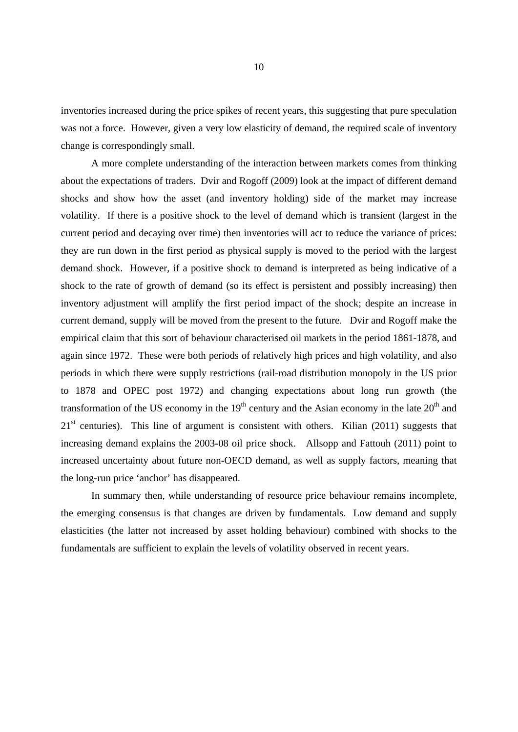inventories increased during the price spikes of recent years, this suggesting that pure speculation was not a force. However, given a very low elasticity of demand, the required scale of inventory change is correspondingly small.

A more complete understanding of the interaction between markets comes from thinking about the expectations of traders. Dvir and Rogoff (2009) look at the impact of different demand shocks and show how the asset (and inventory holding) side of the market may increase volatility. If there is a positive shock to the level of demand which is transient (largest in the current period and decaying over time) then inventories will act to reduce the variance of prices: they are run down in the first period as physical supply is moved to the period with the largest demand shock. However, if a positive shock to demand is interpreted as being indicative of a shock to the rate of growth of demand (so its effect is persistent and possibly increasing) then inventory adjustment will amplify the first period impact of the shock; despite an increase in current demand, supply will be moved from the present to the future. Dvir and Rogoff make the empirical claim that this sort of behaviour characterised oil markets in the period 1861-1878, and again since 1972. These were both periods of relatively high prices and high volatility, and also periods in which there were supply restrictions (rail-road distribution monopoly in the US prior to 1878 and OPEC post 1972) and changing expectations about long run growth (the transformation of the US economy in the 19th century and the Asian economy in the late 20th and 21st centuries). This line of argument is consistent with others. Kilian (2011) suggests that increasing demand explains the 2003-08 oil price shock. Allsopp and Fattouh (2011) point to increased uncertainty about future non-OECD demand, as well as supply factors, meaning that the long-run price 'anchor' has disappeared.

In summary then, while understanding of resource price behaviour remains incomplete, the emerging consensus is that changes are driven by fundamentals. Low demand and supply elasticities (the latter not increased by asset holding behaviour) combined with shocks to the fundamentals are sufficient to explain the levels of volatility observed in recent years.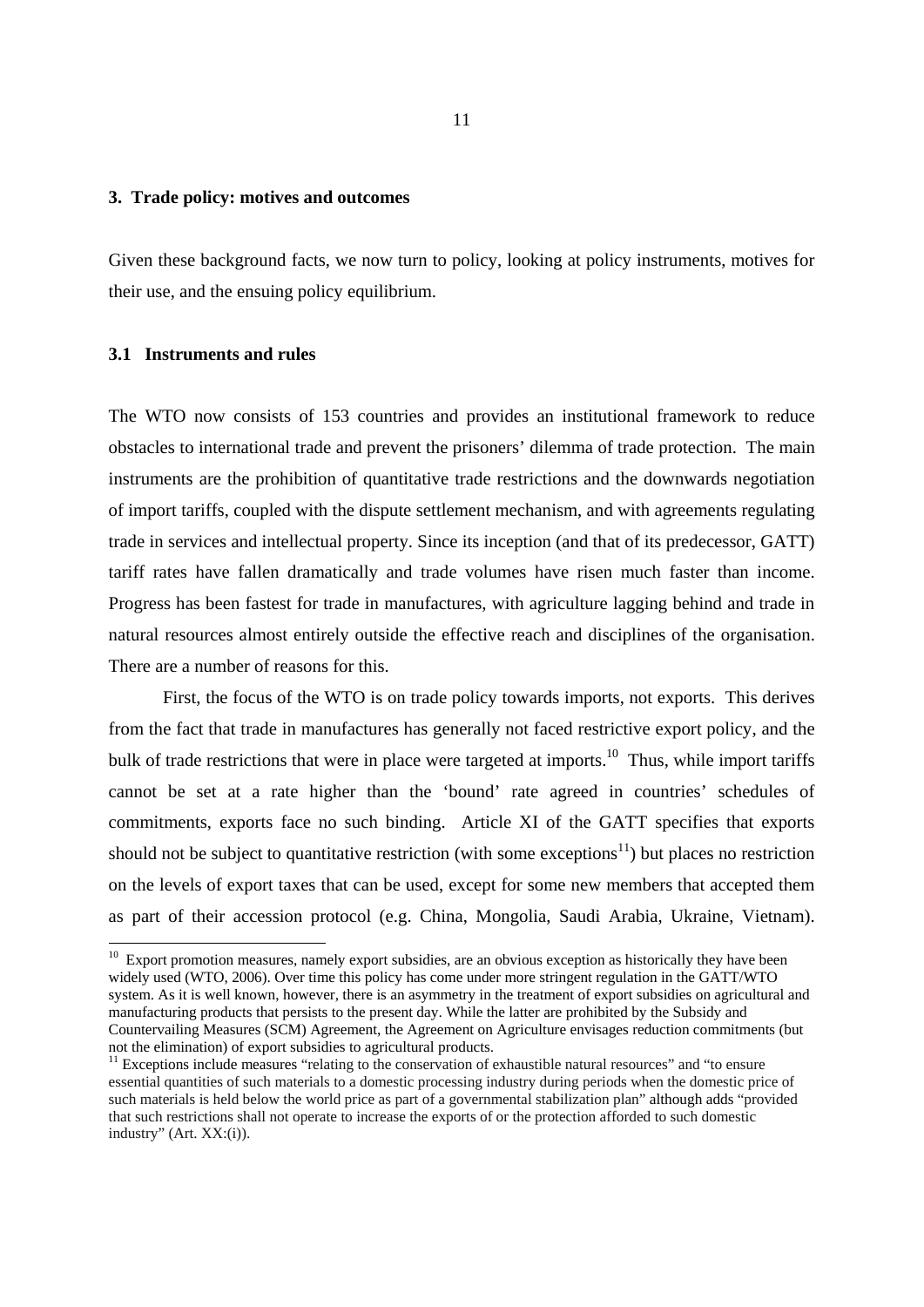## 3. Trade policy: motives and outcomes

Given these background facts, we now turn to policy, looking at policy instruments, motives for their use, and the ensuing policy equilibrium.

### 3.1 Instruments and rules

The WTO now consists of 153 countries and provides an institutional framework to reduce obstacles to international trade and prevent the prisoners' dilemma of trade protection. The main instruments are the prohibition of quantitative trade restrictions and the downwards negotiation of import tariffs, coupled with the dispute settlement mechanism, and with agreements regulating trade in services and intellectual property. Since its inception (and that of its predecessor, GATT) tariff rates have fallen dramatically and trade volumes have risen much faster than income. Progress has been fastest for trade in manufactures, with agriculture lagging behind and trade in natural resources almost entirely outside the effective reach and disciplines of the organisation. There are a number of reasons for this.

First, the focus of the WTO is on trade policy towards imports, not exports. This derives from the fact that trade in manufactures has generally not faced restrictive export policy, and the bulk of trade restrictions that were in place were targeted at imports.[10] Thus, while import tariffs cannot be set at a rate higher than the 'bound' rate agreed in countries' schedules of commitments, exports face no such binding. Article XI of the GATT specifies that exports should not be subject to quantitative restriction (with some exceptions[11]) but places no restriction on the levels of export taxes that can be used, except for some new members that accepted them as part of their accession protocol (e.g. China, Mongolia, Saudi Arabia, Ukraine, Vietnam).

[10] Export promotion measures, namely export subsidies, are an obvious exception as historically they have been widely used (WTO, 2006). Over time this policy has come under more stringent regulation in the GATT/WTO system. As it is well known, however, there is an asymmetry in the treatment of export subsidies on agricultural and manufacturing products that persists to the present day. While the latter are prohibited by the Subsidy and Countervailing Measures (SCM) Agreement, the Agreement on Agriculture envisages reduction commitments (but not the elimination) of export subsidies to agricultural products.

[11] Exceptions include measures "relating to the conservation of exhaustible natural resources" and "to ensure essential quantities of such materials to a domestic processing industry during periods when the domestic price of such materials is held below the world price as part of a governmental stabilization plan" although adds "provided that such restrictions shall not operate to increase the exports of or the protection afforded to such domestic industry" (Art. XX:(i)).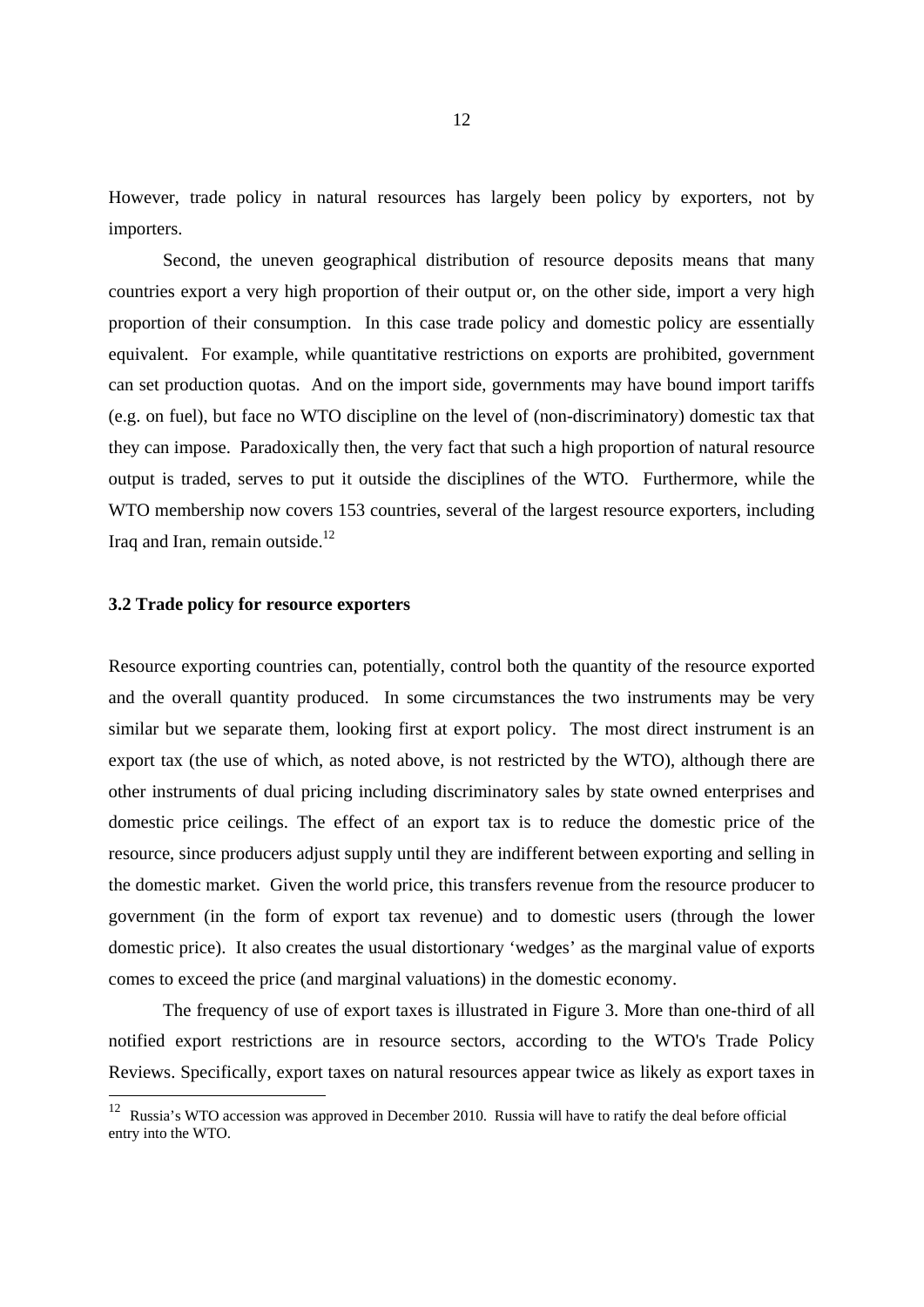However, trade policy in natural resources has largely been policy by exporters, not by importers.

Second, the uneven geographical distribution of resource deposits means that many countries export a very high proportion of their output or, on the other side, import a very high proportion of their consumption. In this case trade policy and domestic policy are essentially equivalent. For example, while quantitative restrictions on exports are prohibited, government can set production quotas. And on the import side, governments may have bound import tariffs (e.g. on fuel), but face no WTO discipline on the level of (non-discriminatory) domestic tax that they can impose. Paradoxically then, the very fact that such a high proportion of natural resource output is traded, serves to put it outside the disciplines of the WTO. Furthermore, while the WTO membership now covers 153 countries, several of the largest resource exporters, including Iraq and Iran, remain outside.[12]

### 3.2 Trade policy for resource exporters

Resource exporting countries can, potentially, control both the quantity of the resource exported and the overall quantity produced. In some circumstances the two instruments may be very similar but we separate them, looking first at export policy. The most direct instrument is an export tax (the use of which, as noted above, is not restricted by the WTO), although there are other instruments of dual pricing including discriminatory sales by state owned enterprises and domestic price ceilings. The effect of an export tax is to reduce the domestic price of the resource, since producers adjust supply until they are indifferent between exporting and selling in the domestic market. Given the world price, this transfers revenue from the resource producer to government (in the form of export tax revenue) and to domestic users (through the lower domestic price). It also creates the usual distortionary 'wedges' as the marginal value of exports comes to exceed the price (and marginal valuations) in the domestic economy.

The frequency of use of export taxes is illustrated in Figure 3. More than one-third of all notified export restrictions are in resource sectors, according to the WTO's Trade Policy Reviews. Specifically, export taxes on natural resources appear twice as likely as export taxes in

[12] Russia's WTO accession was approved in December 2010. Russia will have to ratify the deal before official entry into the WTO.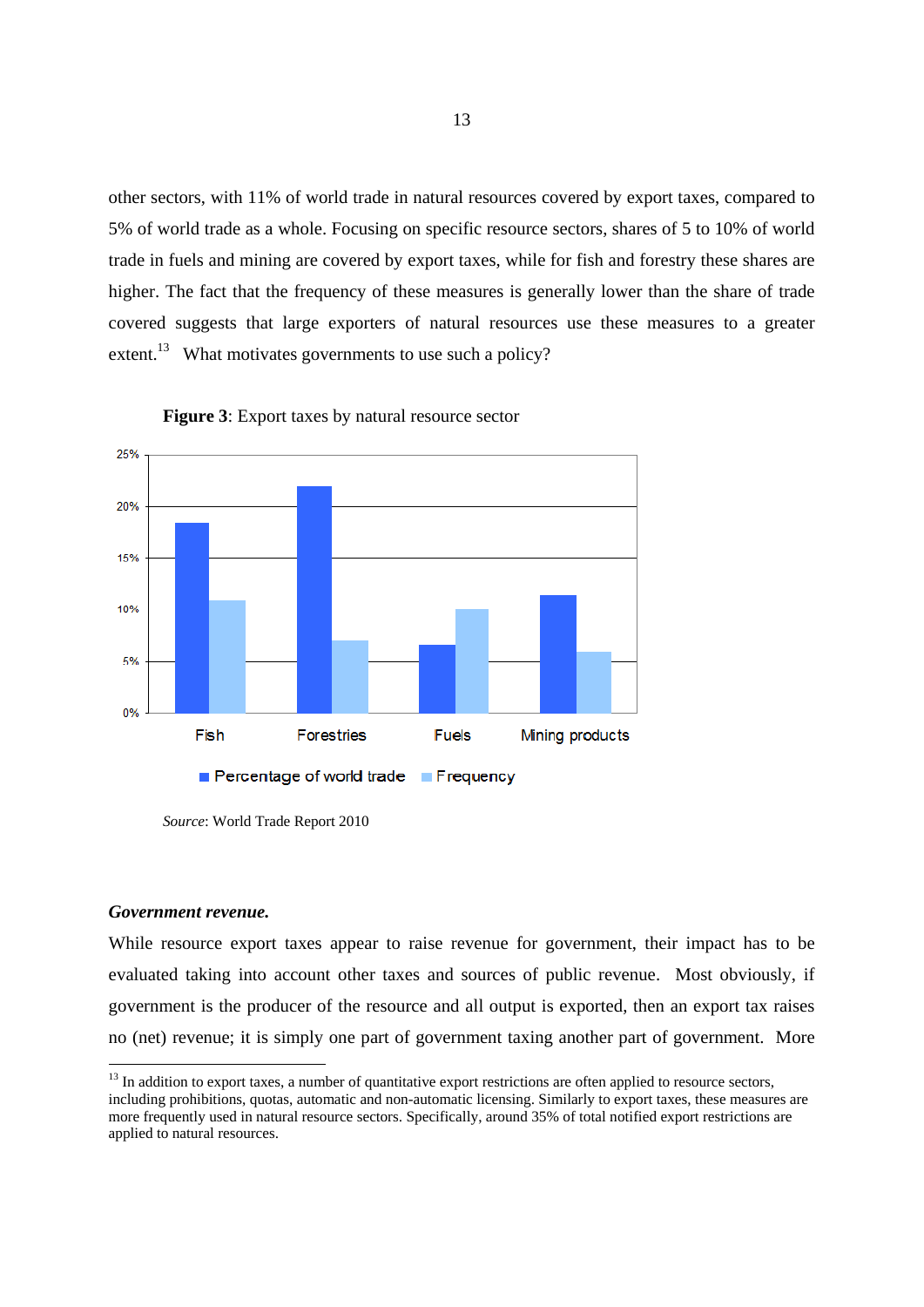other sectors, with 11% of world trade in natural resources covered by export taxes, compared to 5% of world trade as a whole. Focusing on specific resource sectors, shares of 5 to 10% of world trade in fuels and mining are covered by export taxes, while for fish and forestry these shares are higher. The fact that the frequency of these measures is generally lower than the share of trade covered suggests that large exporters of natural resources use these measures to a greater extent.[13] What motivates governments to use such a policy?

**Figure 3**: Export taxes by natural resource sector

*Source*: World Trade Report 2010

***Government revenue.***

While resource export taxes appear to raise revenue for government, their impact has to be evaluated taking into account other taxes and sources of public revenue. Most obviously, if government is the producer of the resource and all output is exported, then an export tax raises no (net) revenue; it is simply one part of government taxing another part of government. More

---

[13] In addition to export taxes, a number of quantitative export restrictions are often applied to resource sectors, including prohibitions, quotas, automatic and non-automatic licensing. Similarly to export taxes, these measures are more frequently used in natural resource sectors. Specifically, around 35% of total notified export restrictions are applied to natural resources.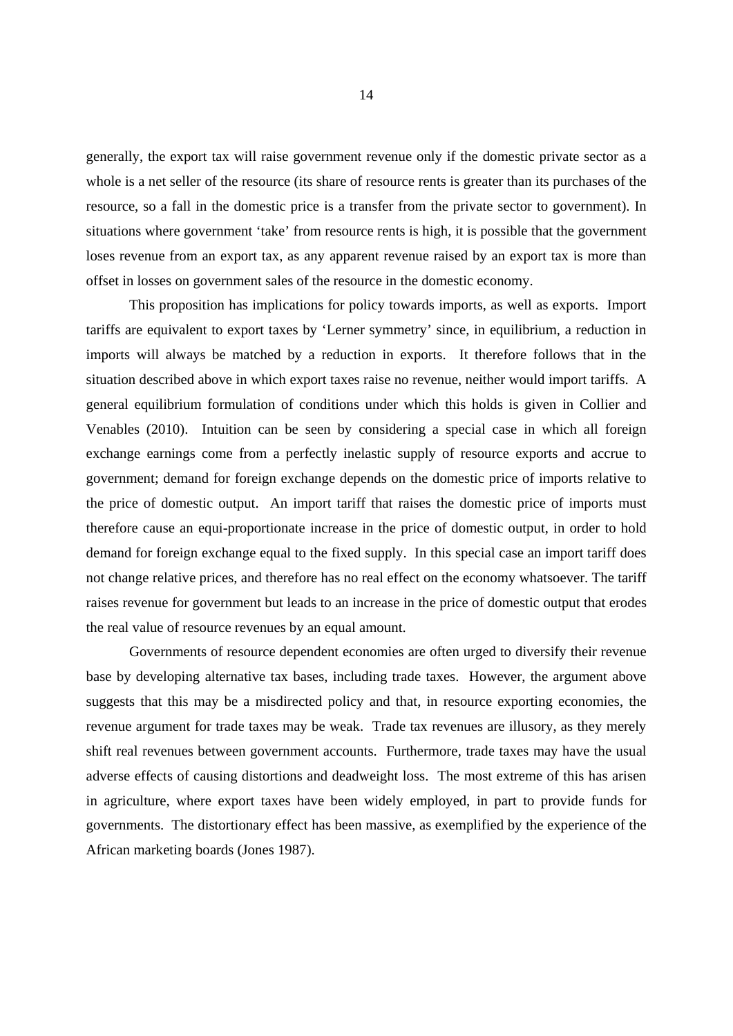generally, the export tax will raise government revenue only if the domestic private sector as a whole is a net seller of the resource (its share of resource rents is greater than its purchases of the resource, so a fall in the domestic price is a transfer from the private sector to government). In situations where government 'take' from resource rents is high, it is possible that the government loses revenue from an export tax, as any apparent revenue raised by an export tax is more than offset in losses on government sales of the resource in the domestic economy.

This proposition has implications for policy towards imports, as well as exports. Import tariffs are equivalent to export taxes by 'Lerner symmetry' since, in equilibrium, a reduction in imports will always be matched by a reduction in exports. It therefore follows that in the situation described above in which export taxes raise no revenue, neither would import tariffs. A general equilibrium formulation of conditions under which this holds is given in Collier and Venables (2010). Intuition can be seen by considering a special case in which all foreign exchange earnings come from a perfectly inelastic supply of resource exports and accrue to government; demand for foreign exchange depends on the domestic price of imports relative to the price of domestic output. An import tariff that raises the domestic price of imports must therefore cause an equi-proportionate increase in the price of domestic output, in order to hold demand for foreign exchange equal to the fixed supply. In this special case an import tariff does not change relative prices, and therefore has no real effect on the economy whatsoever. The tariff raises revenue for government but leads to an increase in the price of domestic output that erodes the real value of resource revenues by an equal amount.

Governments of resource dependent economies are often urged to diversify their revenue base by developing alternative tax bases, including trade taxes. However, the argument above suggests that this may be a misdirected policy and that, in resource exporting economies, the revenue argument for trade taxes may be weak. Trade tax revenues are illusory, as they merely shift real revenues between government accounts. Furthermore, trade taxes may have the usual adverse effects of causing distortions and deadweight loss. The most extreme of this has arisen in agriculture, where export taxes have been widely employed, in part to provide funds for governments. The distortionary effect has been massive, as exemplified by the experience of the African marketing boards (Jones 1987).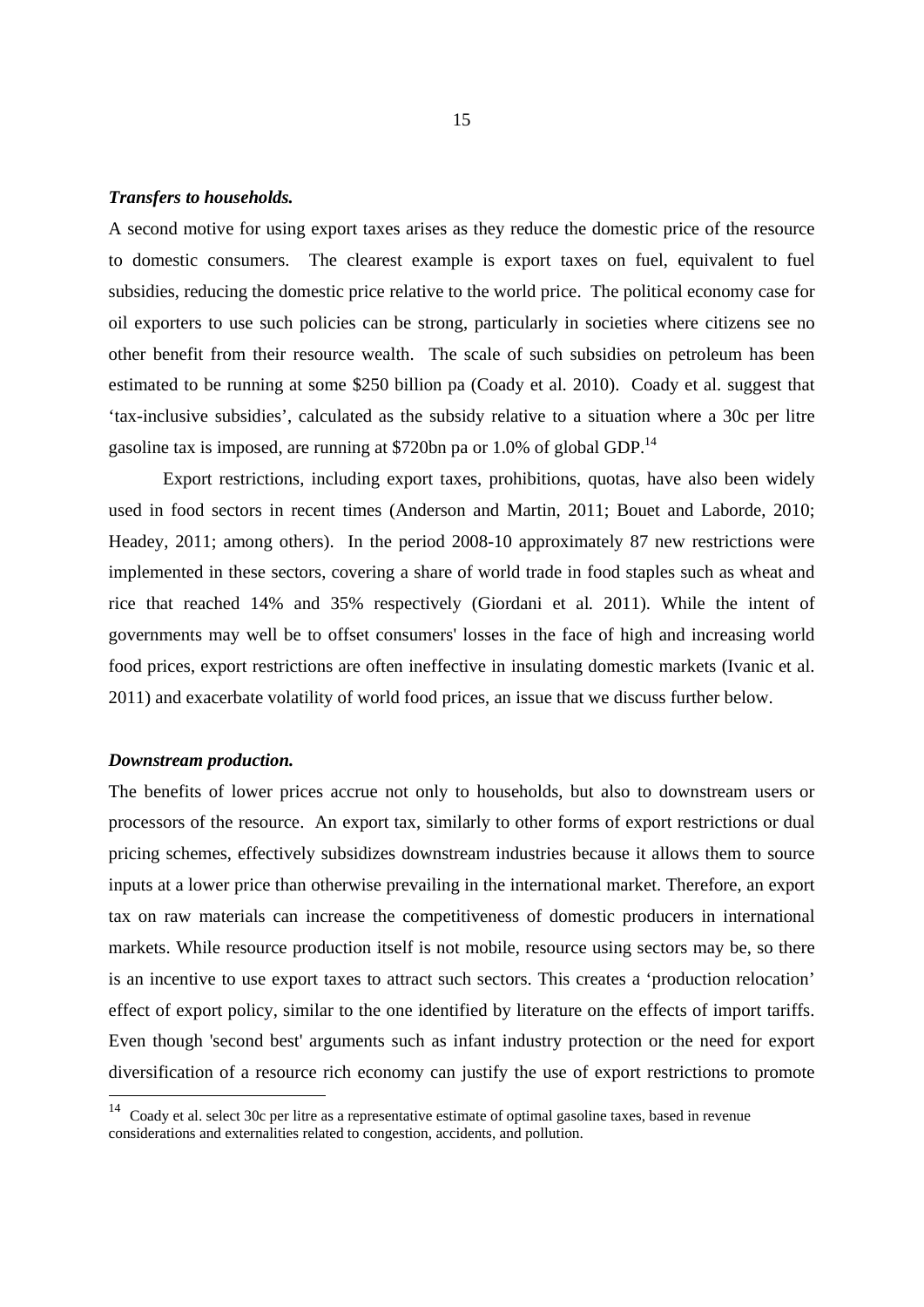***Transfers to households.***

A second motive for using export taxes arises as they reduce the domestic price of the resource to domestic consumers. The clearest example is export taxes on fuel, equivalent to fuel subsidies, reducing the domestic price relative to the world price. The political economy case for oil exporters to use such policies can be strong, particularly in societies where citizens see no other benefit from their resource wealth. The scale of such subsidies on petroleum has been estimated to be running at some \$250 billion pa (Coady et al. 2010). Coady et al. suggest that 'tax-inclusive subsidies', calculated as the subsidy relative to a situation where a 30c per litre gasoline tax is imposed, are running at \$720bn pa or 1.0% of global GDP.[14]

Export restrictions, including export taxes, prohibitions, quotas, have also been widely used in food sectors in recent times (Anderson and Martin, 2011; Bouet and Laborde, 2010; Headey, 2011; among others). In the period 2008-10 approximately 87 new restrictions were implemented in these sectors, covering a share of world trade in food staples such as wheat and rice that reached 14% and 35% respectively (Giordani et al. 2011). While the intent of governments may well be to offset consumers' losses in the face of high and increasing world food prices, export restrictions are often ineffective in insulating domestic markets (Ivanic et al. 2011) and exacerbate volatility of world food prices, an issue that we discuss further below.

***Downstream production.***

The benefits of lower prices accrue not only to households, but also to downstream users or processors of the resource. An export tax, similarly to other forms of export restrictions or dual pricing schemes, effectively subsidizes downstream industries because it allows them to source inputs at a lower price than otherwise prevailing in the international market. Therefore, an export tax on raw materials can increase the competitiveness of domestic producers in international markets. While resource production itself is not mobile, resource using sectors may be, so there is an incentive to use export taxes to attract such sectors. This creates a 'production relocation' effect of export policy, similar to the one identified by literature on the effects of import tariffs. Even though 'second best' arguments such as infant industry protection or the need for export diversification of a resource rich economy can justify the use of export restrictions to promote

[14] Coady et al. select 30c per litre as a representative estimate of optimal gasoline taxes, based in revenue considerations and externalities related to congestion, accidents, and pollution.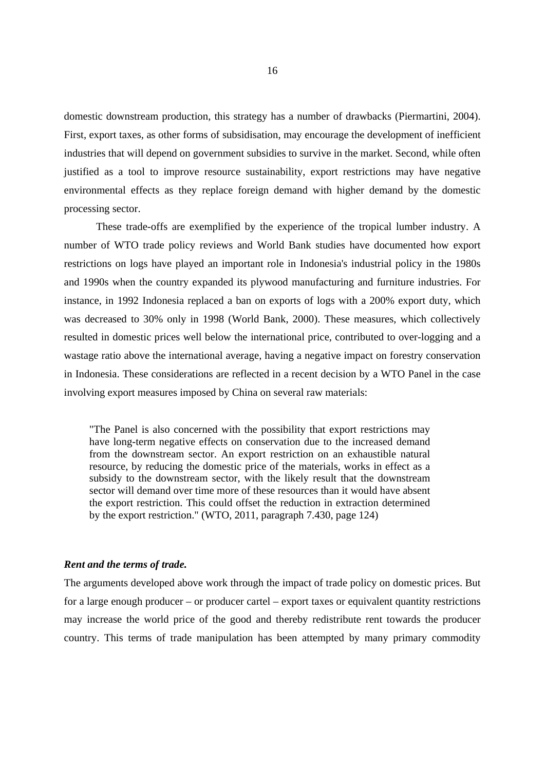domestic downstream production, this strategy has a number of drawbacks (Piermartini, 2004). First, export taxes, as other forms of subsidisation, may encourage the development of inefficient industries that will depend on government subsidies to survive in the market. Second, while often justified as a tool to improve resource sustainability, export restrictions may have negative environmental effects as they replace foreign demand with higher demand by the domestic processing sector.

These trade-offs are exemplified by the experience of the tropical lumber industry. A number of WTO trade policy reviews and World Bank studies have documented how export restrictions on logs have played an important role in Indonesia's industrial policy in the 1980s and 1990s when the country expanded its plywood manufacturing and furniture industries. For instance, in 1992 Indonesia replaced a ban on exports of logs with a 200% export duty, which was decreased to 30% only in 1998 (World Bank, 2000). These measures, which collectively resulted in domestic prices well below the international price, contributed to over-logging and a wastage ratio above the international average, having a negative impact on forestry conservation in Indonesia. These considerations are reflected in a recent decision by a WTO Panel in the case involving export measures imposed by China on several raw materials:

> "The Panel is also concerned with the possibility that export restrictions may have long-term negative effects on conservation due to the increased demand from the downstream sector. An export restriction on an exhaustible natural resource, by reducing the domestic price of the materials, works in effect as a subsidy to the downstream sector, with the likely result that the downstream sector will demand over time more of these resources than it would have absent the export restriction. This could offset the reduction in extraction determined by the export restriction." (WTO, 2011, paragraph 7.430, page 124)

***Rent and the terms of trade.***

The arguments developed above work through the impact of trade policy on domestic prices. But for a large enough producer – or producer cartel – export taxes or equivalent quantity restrictions may increase the world price of the good and thereby redistribute rent towards the producer country. This terms of trade manipulation has been attempted by many primary commodity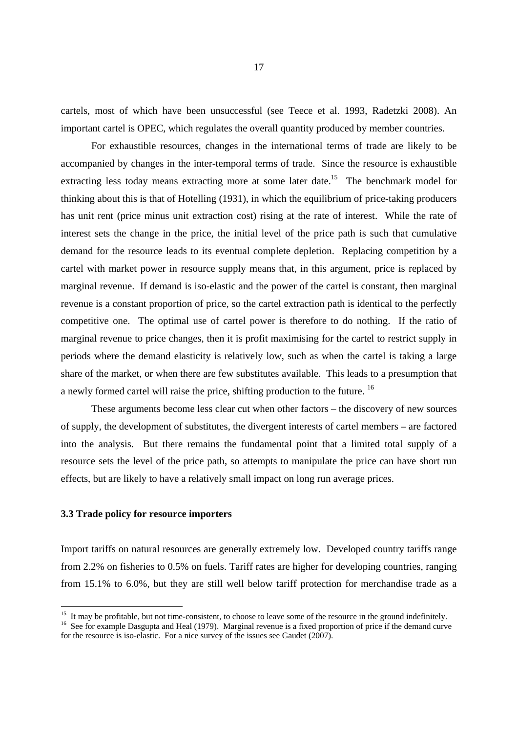cartels, most of which have been unsuccessful (see Teece et al. 1993, Radetzki 2008). An important cartel is OPEC, which regulates the overall quantity produced by member countries.

For exhaustible resources, changes in the international terms of trade are likely to be accompanied by changes in the inter-temporal terms of trade. Since the resource is exhaustible extracting less today means extracting more at some later date.[15] The benchmark model for thinking about this is that of Hotelling (1931), in which the equilibrium of price-taking producers has unit rent (price minus unit extraction cost) rising at the rate of interest. While the rate of interest sets the change in the price, the initial level of the price path is such that cumulative demand for the resource leads to its eventual complete depletion. Replacing competition by a cartel with market power in resource supply means that, in this argument, price is replaced by marginal revenue. If demand is iso-elastic and the power of the cartel is constant, then marginal revenue is a constant proportion of price, so the cartel extraction path is identical to the perfectly competitive one. The optimal use of cartel power is therefore to do nothing. If the ratio of marginal revenue to price changes, then it is profit maximising for the cartel to restrict supply in periods where the demand elasticity is relatively low, such as when the cartel is taking a large share of the market, or when there are few substitutes available. This leads to a presumption that a newly formed cartel will raise the price, shifting production to the future. [16]

These arguments become less clear cut when other factors – the discovery of new sources of supply, the development of substitutes, the divergent interests of cartel members – are factored into the analysis. But there remains the fundamental point that a limited total supply of a resource sets the level of the price path, so attempts to manipulate the price can have short run effects, but are likely to have a relatively small impact on long run average prices.

### 3.3 Trade policy for resource importers

Import tariffs on natural resources are generally extremely low. Developed country tariffs range from 2.2% on fisheries to 0.5% on fuels. Tariff rates are higher for developing countries, ranging from 15.1% to 6.0%, but they are still well below tariff protection for merchandise trade as a

---

[15] It may be profitable, but not time-consistent, to choose to leave some of the resource in the ground indefinitely.

[16] See for example Dasgupta and Heal (1979). Marginal revenue is a fixed proportion of price if the demand curve for the resource is iso-elastic. For a nice survey of the issues see Gaudet (2007).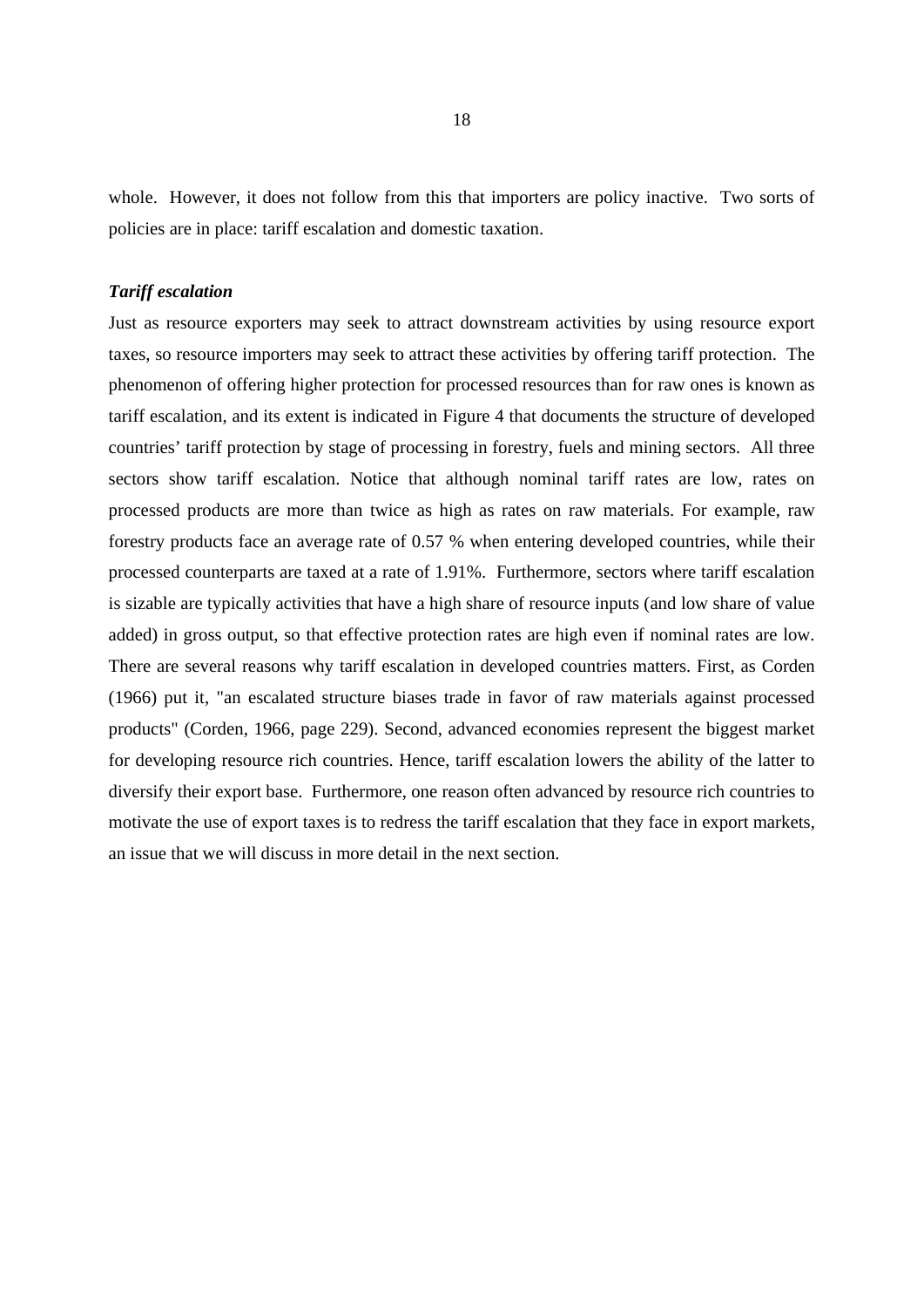whole. However, it does not follow from this that importers are policy inactive. Two sorts of policies are in place: tariff escalation and domestic taxation.

***Tariff escalation***

Just as resource exporters may seek to attract downstream activities by using resource export taxes, so resource importers may seek to attract these activities by offering tariff protection. The phenomenon of offering higher protection for processed resources than for raw ones is known as tariff escalation, and its extent is indicated in Figure 4 that documents the structure of developed countries' tariff protection by stage of processing in forestry, fuels and mining sectors. All three sectors show tariff escalation. Notice that although nominal tariff rates are low, rates on processed products are more than twice as high as rates on raw materials. For example, raw forestry products face an average rate of 0.57 % when entering developed countries, while their processed counterparts are taxed at a rate of 1.91%. Furthermore, sectors where tariff escalation is sizable are typically activities that have a high share of resource inputs (and low share of value added) in gross output, so that effective protection rates are high even if nominal rates are low. There are several reasons why tariff escalation in developed countries matters. First, as Corden (1966) put it, "an escalated structure biases trade in favor of raw materials against processed products" (Corden, 1966, page 229). Second, advanced economies represent the biggest market for developing resource rich countries. Hence, tariff escalation lowers the ability of the latter to diversify their export base. Furthermore, one reason often advanced by resource rich countries to motivate the use of export taxes is to redress the tariff escalation that they face in export markets, an issue that we will discuss in more detail in the next section.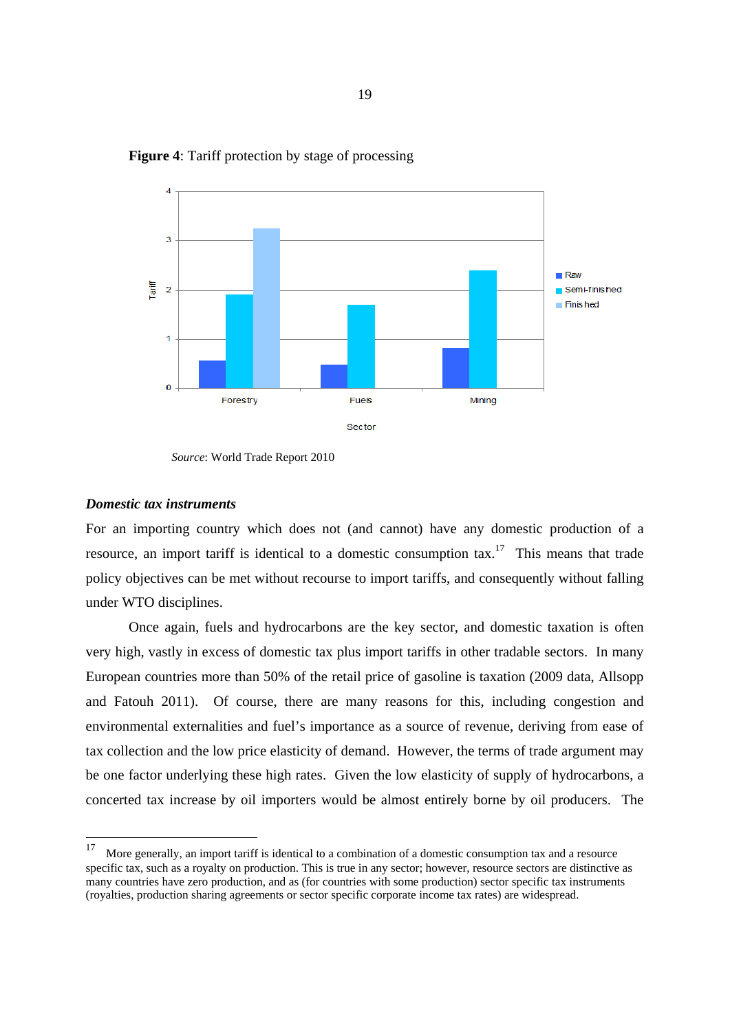**Figure 4**: Tariff protection by stage of processing

*Source*: World Trade Report 2010

### *Domestic tax instruments*

For an importing country which does not (and cannot) have any domestic production of a resource, an import tariff is identical to a domestic consumption tax.[17] This means that trade policy objectives can be met without recourse to import tariffs, and consequently without falling under WTO disciplines.

Once again, fuels and hydrocarbons are the key sector, and domestic taxation is often very high, vastly in excess of domestic tax plus import tariffs in other tradable sectors. In many European countries more than 50% of the retail price of gasoline is taxation (2009 data, Allsopp and Fatouh 2011). Of course, there are many reasons for this, including congestion and environmental externalities and fuel's importance as a source of revenue, deriving from ease of tax collection and the low price elasticity of demand. However, the terms of trade argument may be one factor underlying these high rates. Given the low elasticity of supply of hydrocarbons, a concerted tax increase by oil importers would be almost entirely borne by oil producers. The

[17] More generally, an import tariff is identical to a combination of a domestic consumption tax and a resource specific tax, such as a royalty on production. This is true in any sector; however, resource sectors are distinctive as many countries have zero production, and as (for countries with some production) sector specific tax instruments (royalties, production sharing agreements or sector specific corporate income tax rates) are widespread.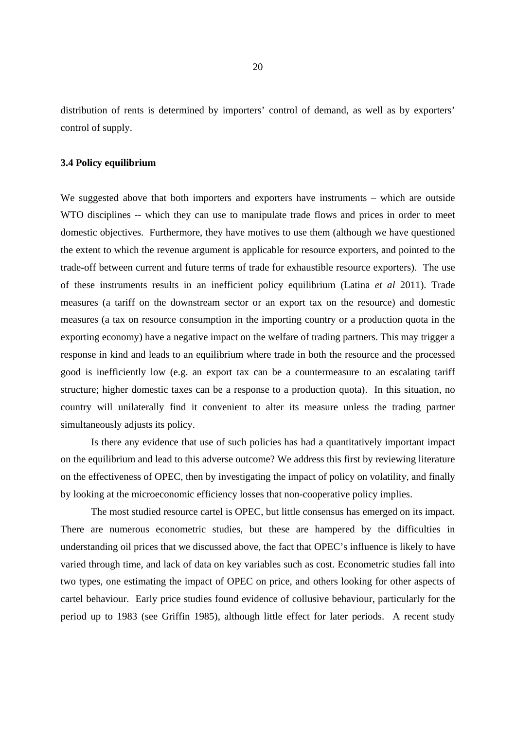distribution of rents is determined by importers' control of demand, as well as by exporters' control of supply.

### 3.4 Policy equilibrium

We suggested above that both importers and exporters have instruments – which are outside WTO disciplines -- which they can use to manipulate trade flows and prices in order to meet domestic objectives. Furthermore, they have motives to use them (although we have questioned the extent to which the revenue argument is applicable for resource exporters, and pointed to the trade-off between current and future terms of trade for exhaustible resource exporters). The use of these instruments results in an inefficient policy equilibrium (Latina *et al* 2011). Trade measures (a tariff on the downstream sector or an export tax on the resource) and domestic measures (a tax on resource consumption in the importing country or a production quota in the exporting economy) have a negative impact on the welfare of trading partners. This may trigger a response in kind and leads to an equilibrium where trade in both the resource and the processed good is inefficiently low (e.g. an export tax can be a countermeasure to an escalating tariff structure; higher domestic taxes can be a response to a production quota). In this situation, no country will unilaterally find it convenient to alter its measure unless the trading partner simultaneously adjusts its policy.

Is there any evidence that use of such policies has had a quantitatively important impact on the equilibrium and lead to this adverse outcome? We address this first by reviewing literature on the effectiveness of OPEC, then by investigating the impact of policy on volatility, and finally by looking at the microeconomic efficiency losses that non-cooperative policy implies.

The most studied resource cartel is OPEC, but little consensus has emerged on its impact. There are numerous econometric studies, but these are hampered by the difficulties in understanding oil prices that we discussed above, the fact that OPEC's influence is likely to have varied through time, and lack of data on key variables such as cost. Econometric studies fall into two types, one estimating the impact of OPEC on price, and others looking for other aspects of cartel behaviour. Early price studies found evidence of collusive behaviour, particularly for the period up to 1983 (see Griffin 1985), although little effect for later periods. A recent study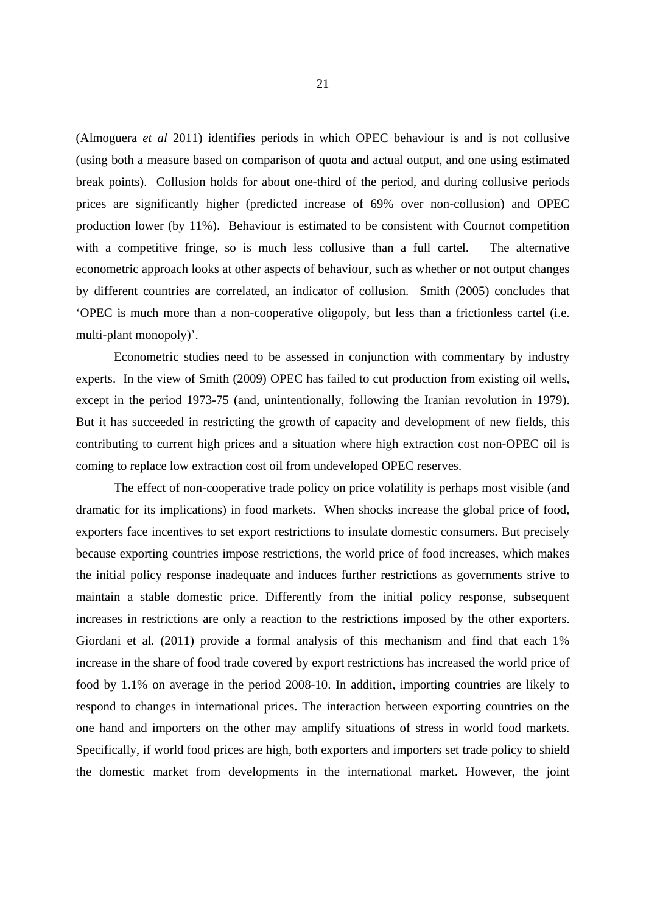(Almoguera *et al* 2011) identifies periods in which OPEC behaviour is and is not collusive (using both a measure based on comparison of quota and actual output, and one using estimated break points). Collusion holds for about one-third of the period, and during collusive periods prices are significantly higher (predicted increase of 69% over non-collusion) and OPEC production lower (by 11%). Behaviour is estimated to be consistent with Cournot competition with a competitive fringe, so is much less collusive than a full cartel. The alternative econometric approach looks at other aspects of behaviour, such as whether or not output changes by different countries are correlated, an indicator of collusion. Smith (2005) concludes that 'OPEC is much more than a non-cooperative oligopoly, but less than a frictionless cartel (i.e. multi-plant monopoly)'.

Econometric studies need to be assessed in conjunction with commentary by industry experts. In the view of Smith (2009) OPEC has failed to cut production from existing oil wells, except in the period 1973-75 (and, unintentionally, following the Iranian revolution in 1979). But it has succeeded in restricting the growth of capacity and development of new fields, this contributing to current high prices and a situation where high extraction cost non-OPEC oil is coming to replace low extraction cost oil from undeveloped OPEC reserves.

The effect of non-cooperative trade policy on price volatility is perhaps most visible (and dramatic for its implications) in food markets. When shocks increase the global price of food, exporters face incentives to set export restrictions to insulate domestic consumers. But precisely because exporting countries impose restrictions, the world price of food increases, which makes the initial policy response inadequate and induces further restrictions as governments strive to maintain a stable domestic price. Differently from the initial policy response, subsequent increases in restrictions are only a reaction to the restrictions imposed by the other exporters. Giordani et al*.* (2011) provide a formal analysis of this mechanism and find that each 1% increase in the share of food trade covered by export restrictions has increased the world price of food by 1.1% on average in the period 2008-10. In addition, importing countries are likely to respond to changes in international prices. The interaction between exporting countries on the one hand and importers on the other may amplify situations of stress in world food markets. Specifically, if world food prices are high, both exporters and importers set trade policy to shield the domestic market from developments in the international market. However, the joint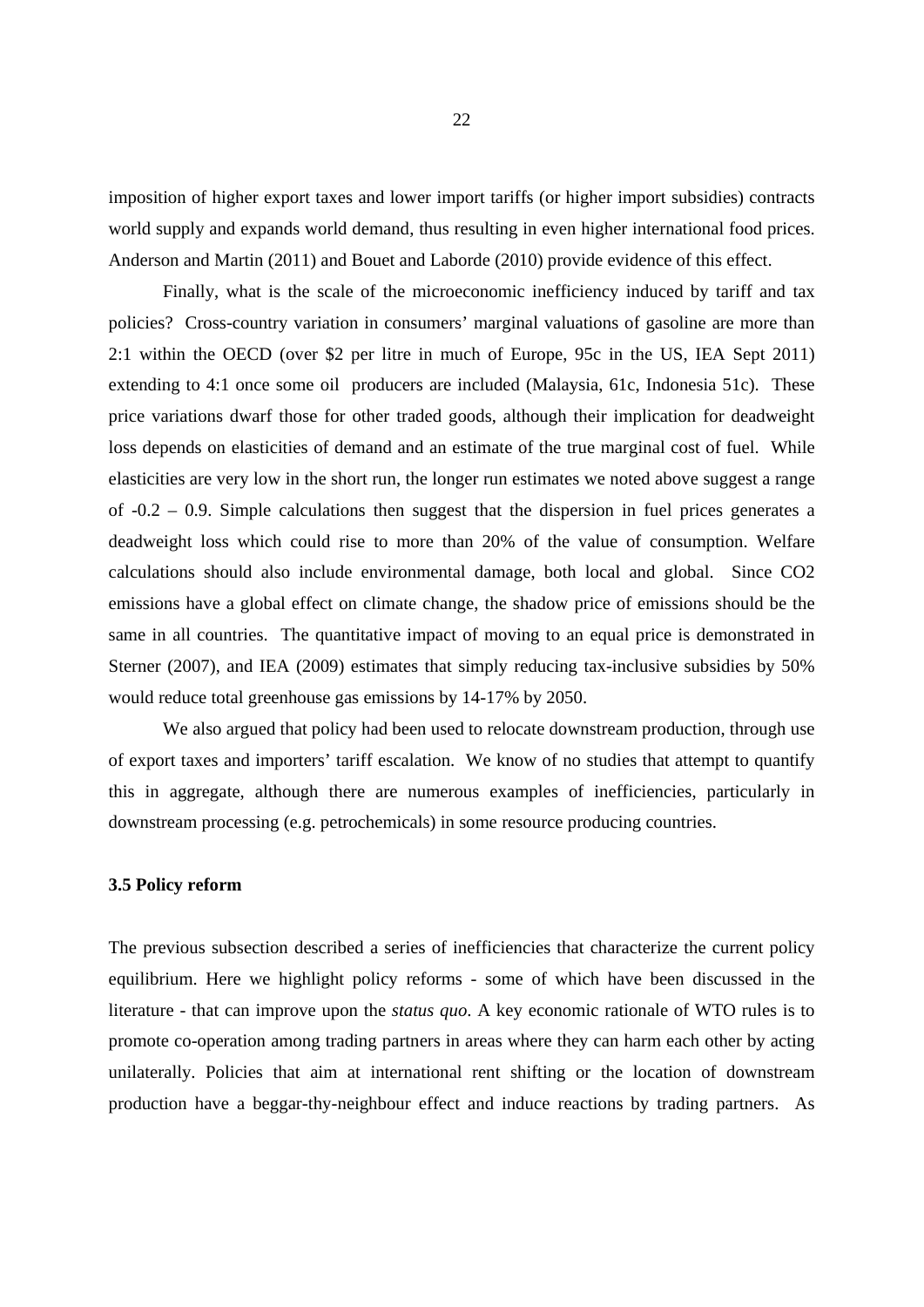imposition of higher export taxes and lower import tariffs (or higher import subsidies) contracts world supply and expands world demand, thus resulting in even higher international food prices. Anderson and Martin (2011) and Bouet and Laborde (2010) provide evidence of this effect.

Finally, what is the scale of the microeconomic inefficiency induced by tariff and tax policies? Cross-country variation in consumers' marginal valuations of gasoline are more than 2:1 within the OECD (over \$2 per litre in much of Europe, 95c in the US, IEA Sept 2011) extending to 4:1 once some oil producers are included (Malaysia, 61c, Indonesia 51c). These price variations dwarf those for other traded goods, although their implication for deadweight loss depends on elasticities of demand and an estimate of the true marginal cost of fuel. While elasticities are very low in the short run, the longer run estimates we noted above suggest a range of -0.2 – 0.9. Simple calculations then suggest that the dispersion in fuel prices generates a deadweight loss which could rise to more than 20% of the value of consumption. Welfare calculations should also include environmental damage, both local and global. Since $CO_2$ emissions have a global effect on climate change, the shadow price of emissions should be the same in all countries. The quantitative impact of moving to an equal price is demonstrated in Sterner (2007), and IEA (2009) estimates that simply reducing tax-inclusive subsidies by 50% would reduce total greenhouse gas emissions by 14-17% by 2050.

We also argued that policy had been used to relocate downstream production, through use of export taxes and importers' tariff escalation. We know of no studies that attempt to quantify this in aggregate, although there are numerous examples of inefficiencies, particularly in downstream processing (e.g. petrochemicals) in some resource producing countries.

### 3.5 Policy reform

The previous subsection described a series of inefficiencies that characterize the current policy equilibrium. Here we highlight policy reforms - some of which have been discussed in the literature - that can improve upon the *status quo*. A key economic rationale of WTO rules is to promote co-operation among trading partners in areas where they can harm each other by acting unilaterally. Policies that aim at international rent shifting or the location of downstream production have a beggar-thy-neighbour effect and induce reactions by trading partners. As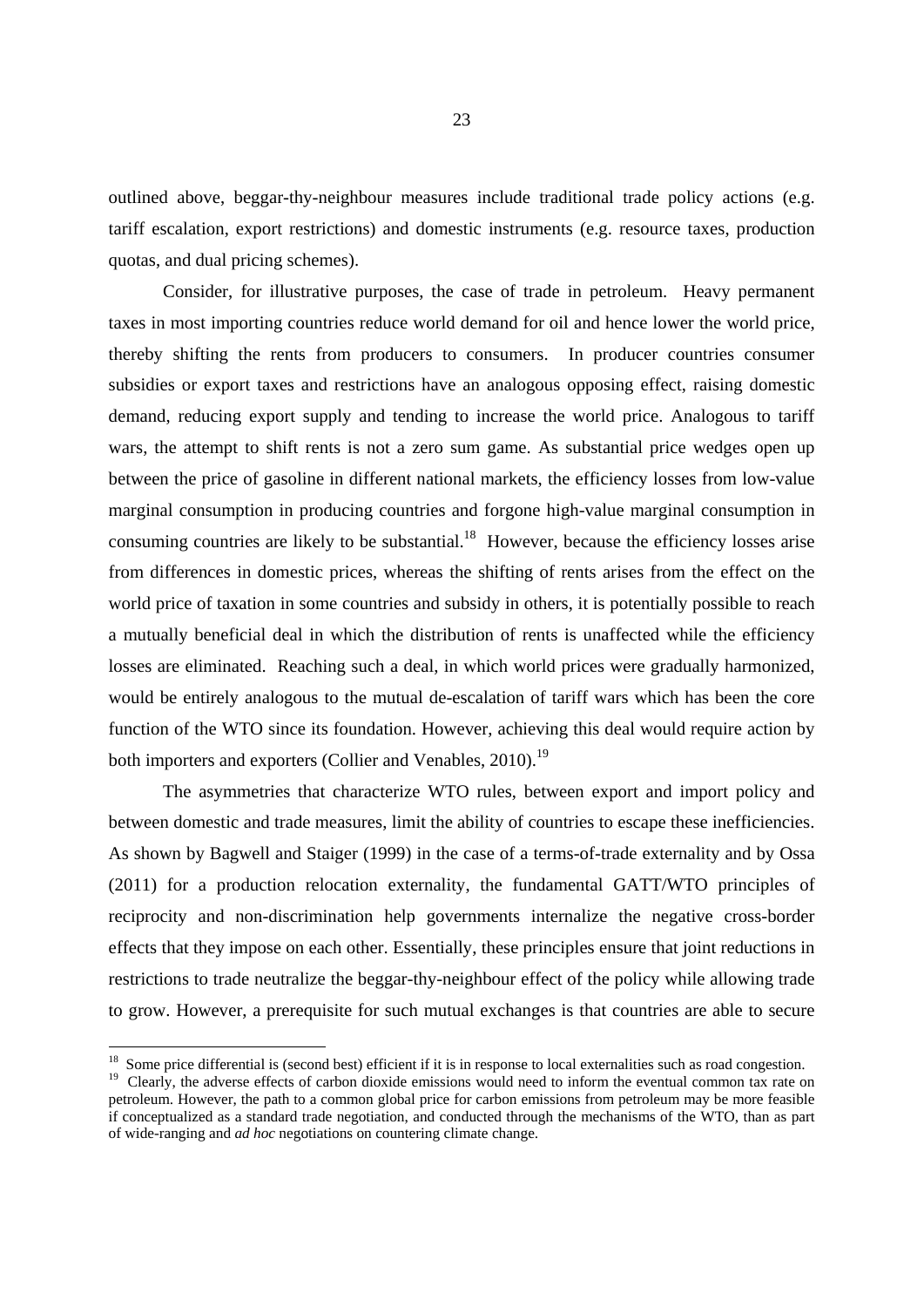outlined above, beggar-thy-neighbour measures include traditional trade policy actions (e.g. tariff escalation, export restrictions) and domestic instruments (e.g. resource taxes, production quotas, and dual pricing schemes).

Consider, for illustrative purposes, the case of trade in petroleum. Heavy permanent taxes in most importing countries reduce world demand for oil and hence lower the world price, thereby shifting the rents from producers to consumers. In producer countries consumer subsidies or export taxes and restrictions have an analogous opposing effect, raising domestic demand, reducing export supply and tending to increase the world price. Analogous to tariff wars, the attempt to shift rents is not a zero sum game. As substantial price wedges open up between the price of gasoline in different national markets, the efficiency losses from low-value marginal consumption in producing countries and forgone high-value marginal consumption in consuming countries are likely to be substantial.[18] However, because the efficiency losses arise from differences in domestic prices, whereas the shifting of rents arises from the effect on the world price of taxation in some countries and subsidy in others, it is potentially possible to reach a mutually beneficial deal in which the distribution of rents is unaffected while the efficiency losses are eliminated. Reaching such a deal, in which world prices were gradually harmonized, would be entirely analogous to the mutual de-escalation of tariff wars which has been the core function of the WTO since its foundation. However, achieving this deal would require action by both importers and exporters (Collier and Venables, 2010).[19]

The asymmetries that characterize WTO rules, between export and import policy and between domestic and trade measures, limit the ability of countries to escape these inefficiencies. As shown by Bagwell and Staiger (1999) in the case of a terms-of-trade externality and by Ossa (2011) for a production relocation externality, the fundamental GATT/WTO principles of reciprocity and non-discrimination help governments internalize the negative cross-border effects that they impose on each other. Essentially, these principles ensure that joint reductions in restrictions to trade neutralize the beggar-thy-neighbour effect of the policy while allowing trade to grow. However, a prerequisite for such mutual exchanges is that countries are able to secure

---

[18] Some price differential is (second best) efficient if it is in response to local externalities such as road congestion.

[19] Clearly, the adverse effects of carbon dioxide emissions would need to inform the eventual common tax rate on petroleum. However, the path to a common global price for carbon emissions from petroleum may be more feasible if conceptualized as a standard trade negotiation, and conducted through the mechanisms of the WTO, than as part of wide-ranging and *ad hoc* negotiations on countering climate change.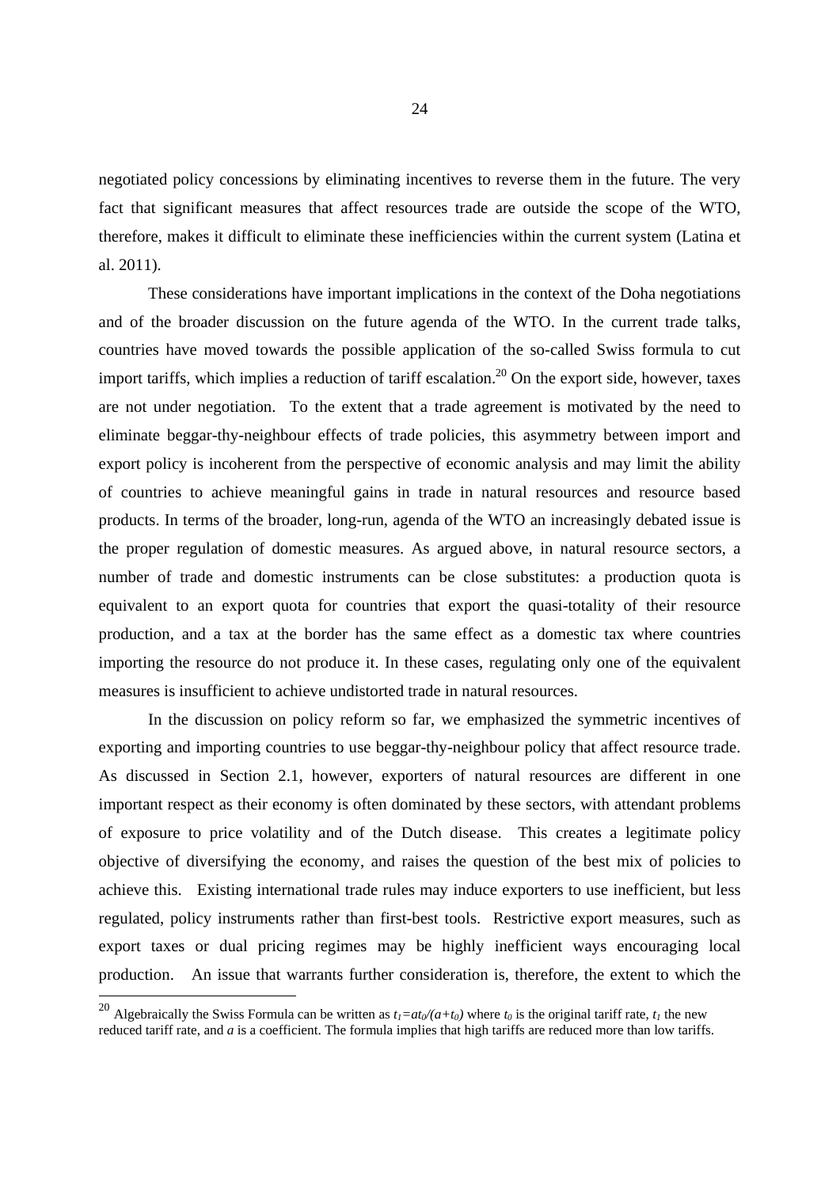negotiated policy concessions by eliminating incentives to reverse them in the future. The very fact that significant measures that affect resources trade are outside the scope of the WTO, therefore, makes it difficult to eliminate these inefficiencies within the current system (Latina et al. 2011).

These considerations have important implications in the context of the Doha negotiations and of the broader discussion on the future agenda of the WTO. In the current trade talks, countries have moved towards the possible application of the so-called Swiss formula to cut import tariffs, which implies a reduction of tariff escalation.[20] On the export side, however, taxes are not under negotiation. To the extent that a trade agreement is motivated by the need to eliminate beggar-thy-neighbour effects of trade policies, this asymmetry between import and export policy is incoherent from the perspective of economic analysis and may limit the ability of countries to achieve meaningful gains in trade in natural resources and resource based products. In terms of the broader, long-run, agenda of the WTO an increasingly debated issue is the proper regulation of domestic measures. As argued above, in natural resource sectors, a number of trade and domestic instruments can be close substitutes: a production quota is equivalent to an export quota for countries that export the quasi-totality of their resource production, and a tax at the border has the same effect as a domestic tax where countries importing the resource do not produce it. In these cases, regulating only one of the equivalent measures is insufficient to achieve undistorted trade in natural resources.

In the discussion on policy reform so far, we emphasized the symmetric incentives of exporting and importing countries to use beggar-thy-neighbour policy that affect resource trade. As discussed in Section 2.1, however, exporters of natural resources are different in one important respect as their economy is often dominated by these sectors, with attendant problems of exposure to price volatility and of the Dutch disease. This creates a legitimate policy objective of diversifying the economy, and raises the question of the best mix of policies to achieve this. Existing international trade rules may induce exporters to use inefficient, but less regulated, policy instruments rather than first-best tools. Restrictive export measures, such as export taxes or dual pricing regimes may be highly inefficient ways encouraging local production. An issue that warrants further consideration is, therefore, the extent to which the

[20] Algebraically the Swiss Formula can be written as $t_1=at_0/(a+t_0)$ where $t_0$ is the original tariff rate, $t_1$ the new reduced tariff rate, and $a$ is a coefficient. The formula implies that high tariffs are reduced more than low tariffs.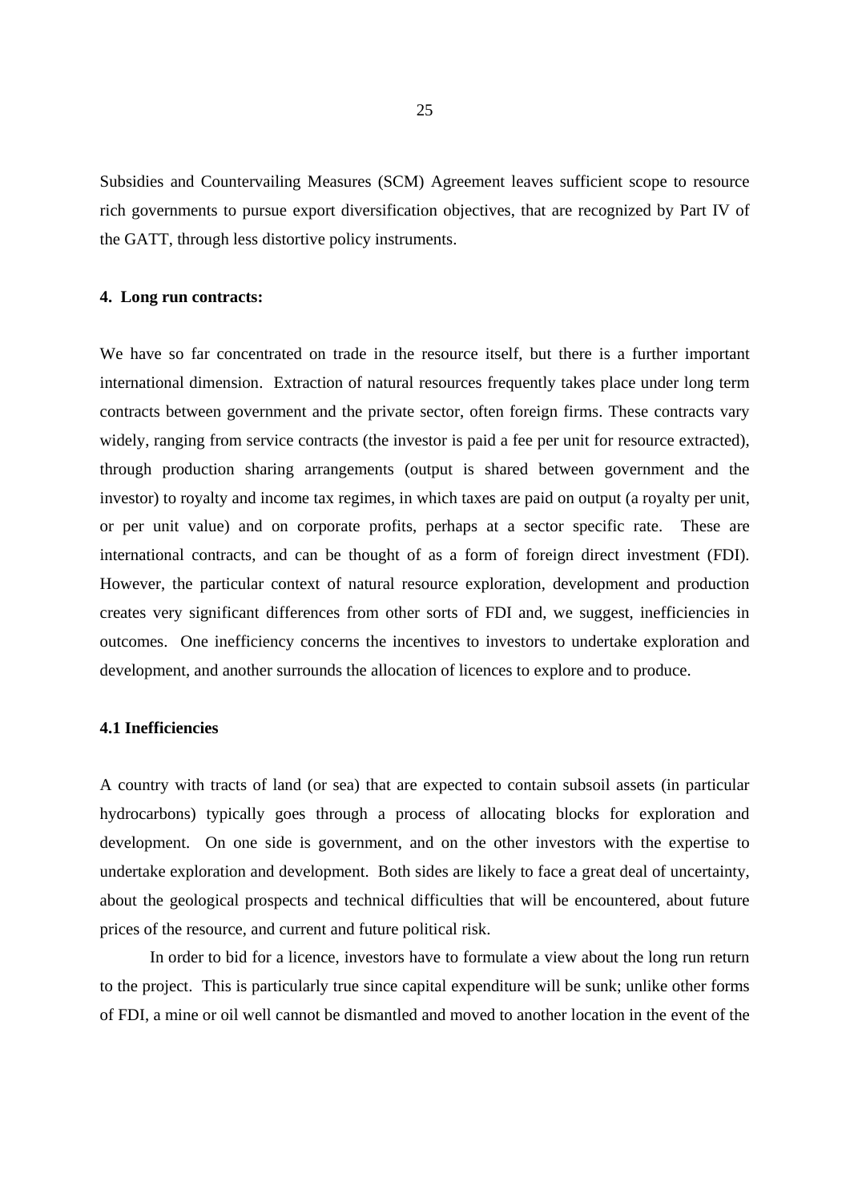Subsidies and Countervailing Measures (SCM) Agreement leaves sufficient scope to resource rich governments to pursue export diversification objectives, that are recognized by Part IV of the GATT, through less distortive policy instruments.

## 4. Long run contracts:

We have so far concentrated on trade in the resource itself, but there is a further important international dimension. Extraction of natural resources frequently takes place under long term contracts between government and the private sector, often foreign firms. These contracts vary widely, ranging from service contracts (the investor is paid a fee per unit for resource extracted), through production sharing arrangements (output is shared between government and the investor) to royalty and income tax regimes, in which taxes are paid on output (a royalty per unit, or per unit value) and on corporate profits, perhaps at a sector specific rate. These are international contracts, and can be thought of as a form of foreign direct investment (FDI). However, the particular context of natural resource exploration, development and production creates very significant differences from other sorts of FDI and, we suggest, inefficiencies in outcomes. One inefficiency concerns the incentives to investors to undertake exploration and development, and another surrounds the allocation of licences to explore and to produce.

### 4.1 Inefficiencies

A country with tracts of land (or sea) that are expected to contain subsoil assets (in particular hydrocarbons) typically goes through a process of allocating blocks for exploration and development. On one side is government, and on the other investors with the expertise to undertake exploration and development. Both sides are likely to face a great deal of uncertainty, about the geological prospects and technical difficulties that will be encountered, about future prices of the resource, and current and future political risk.

In order to bid for a licence, investors have to formulate a view about the long run return to the project. This is particularly true since capital expenditure will be sunk; unlike other forms of FDI, a mine or oil well cannot be dismantled and moved to another location in the event of the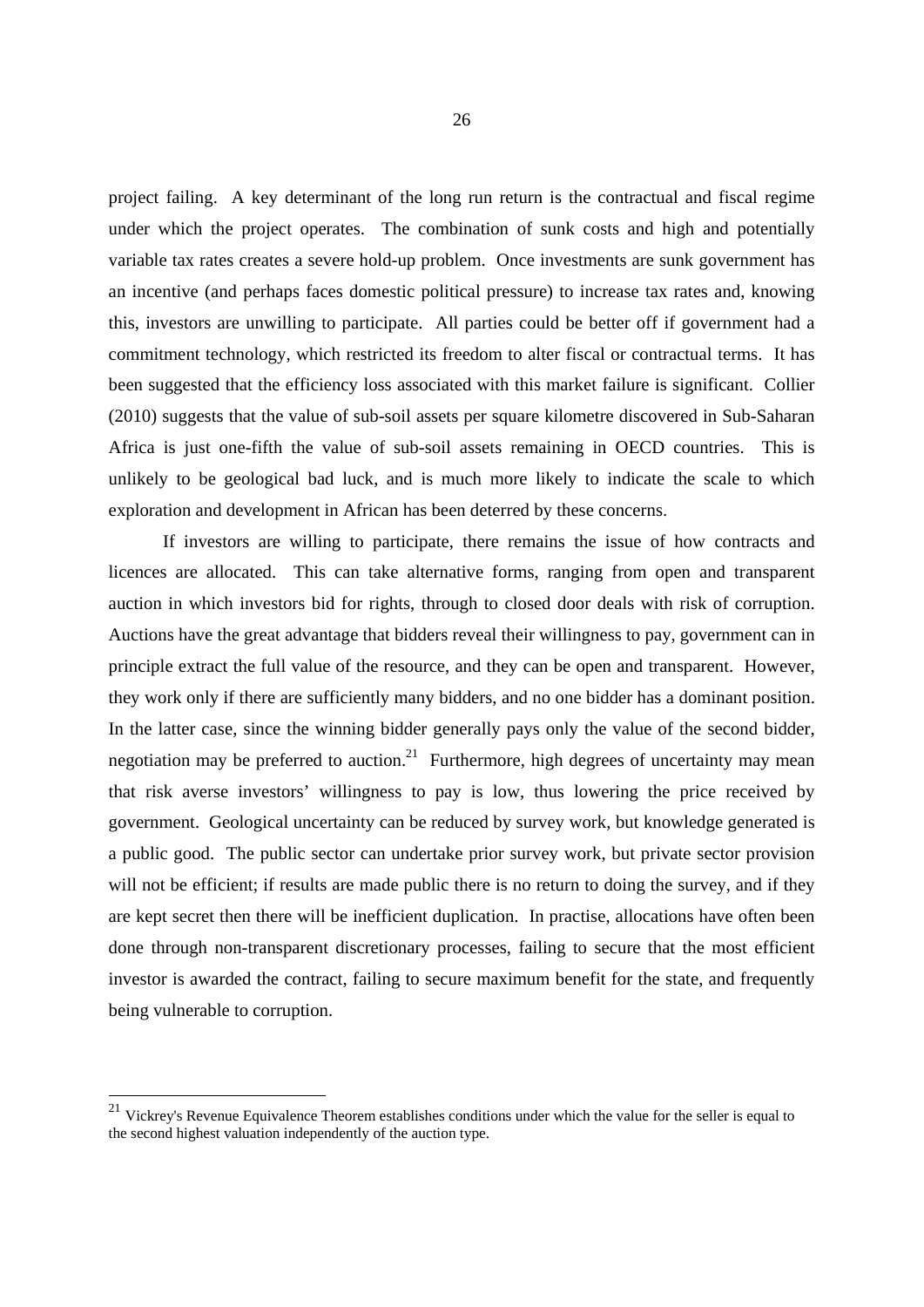project failing. A key determinant of the long run return is the contractual and fiscal regime under which the project operates. The combination of sunk costs and high and potentially variable tax rates creates a severe hold-up problem. Once investments are sunk government has an incentive (and perhaps faces domestic political pressure) to increase tax rates and, knowing this, investors are unwilling to participate. All parties could be better off if government had a commitment technology, which restricted its freedom to alter fiscal or contractual terms. It has been suggested that the efficiency loss associated with this market failure is significant. Collier (2010) suggests that the value of sub-soil assets per square kilometre discovered in Sub-Saharan Africa is just one-fifth the value of sub-soil assets remaining in OECD countries. This is unlikely to be geological bad luck, and is much more likely to indicate the scale to which exploration and development in African has been deterred by these concerns.

If investors are willing to participate, there remains the issue of how contracts and licences are allocated. This can take alternative forms, ranging from open and transparent auction in which investors bid for rights, through to closed door deals with risk of corruption. Auctions have the great advantage that bidders reveal their willingness to pay, government can in principle extract the full value of the resource, and they can be open and transparent. However, they work only if there are sufficiently many bidders, and no one bidder has a dominant position. In the latter case, since the winning bidder generally pays only the value of the second bidder, negotiation may be preferred to auction.[21] Furthermore, high degrees of uncertainty may mean that risk averse investors' willingness to pay is low, thus lowering the price received by government. Geological uncertainty can be reduced by survey work, but knowledge generated is a public good. The public sector can undertake prior survey work, but private sector provision will not be efficient; if results are made public there is no return to doing the survey, and if they are kept secret then there will be inefficient duplication. In practise, allocations have often been done through non-transparent discretionary processes, failing to secure that the most efficient investor is awarded the contract, failing to secure maximum benefit for the state, and frequently being vulnerable to corruption.

---

[21] Vickrey's Revenue Equivalence Theorem establishes conditions under which the value for the seller is equal to the second highest valuation independently of the auction type.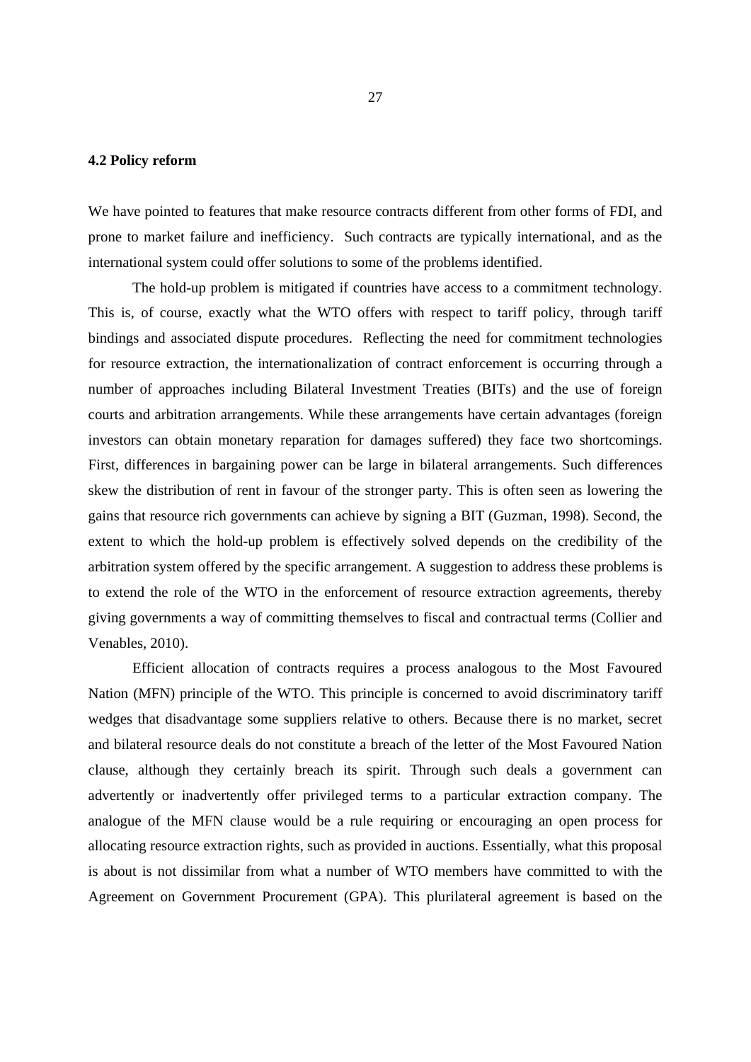**4.2 Policy reform**

We have pointed to features that make resource contracts different from other forms of FDI, and prone to market failure and inefficiency. Such contracts are typically international, and as the international system could offer solutions to some of the problems identified.

The hold-up problem is mitigated if countries have access to a commitment technology. This is, of course, exactly what the WTO offers with respect to tariff policy, through tariff bindings and associated dispute procedures. Reflecting the need for commitment technologies for resource extraction, the internationalization of contract enforcement is occurring through a number of approaches including Bilateral Investment Treaties (BITs) and the use of foreign courts and arbitration arrangements. While these arrangements have certain advantages (foreign investors can obtain monetary reparation for damages suffered) they face two shortcomings. First, differences in bargaining power can be large in bilateral arrangements. Such differences skew the distribution of rent in favour of the stronger party. This is often seen as lowering the gains that resource rich governments can achieve by signing a BIT (Guzman, 1998). Second, the extent to which the hold-up problem is effectively solved depends on the credibility of the arbitration system offered by the specific arrangement. A suggestion to address these problems is to extend the role of the WTO in the enforcement of resource extraction agreements, thereby giving governments a way of committing themselves to fiscal and contractual terms (Collier and Venables, 2010).

Efficient allocation of contracts requires a process analogous to the Most Favoured Nation (MFN) principle of the WTO. This principle is concerned to avoid discriminatory tariff wedges that disadvantage some suppliers relative to others. Because there is no market, secret and bilateral resource deals do not constitute a breach of the letter of the Most Favoured Nation clause, although they certainly breach its spirit. Through such deals a government can advertently or inadvertently offer privileged terms to a particular extraction company. The analogue of the MFN clause would be a rule requiring or encouraging an open process for allocating resource extraction rights, such as provided in auctions. Essentially, what this proposal is about is not dissimilar from what a number of WTO members have committed to with the Agreement on Government Procurement (GPA). This plurilateral agreement is based on the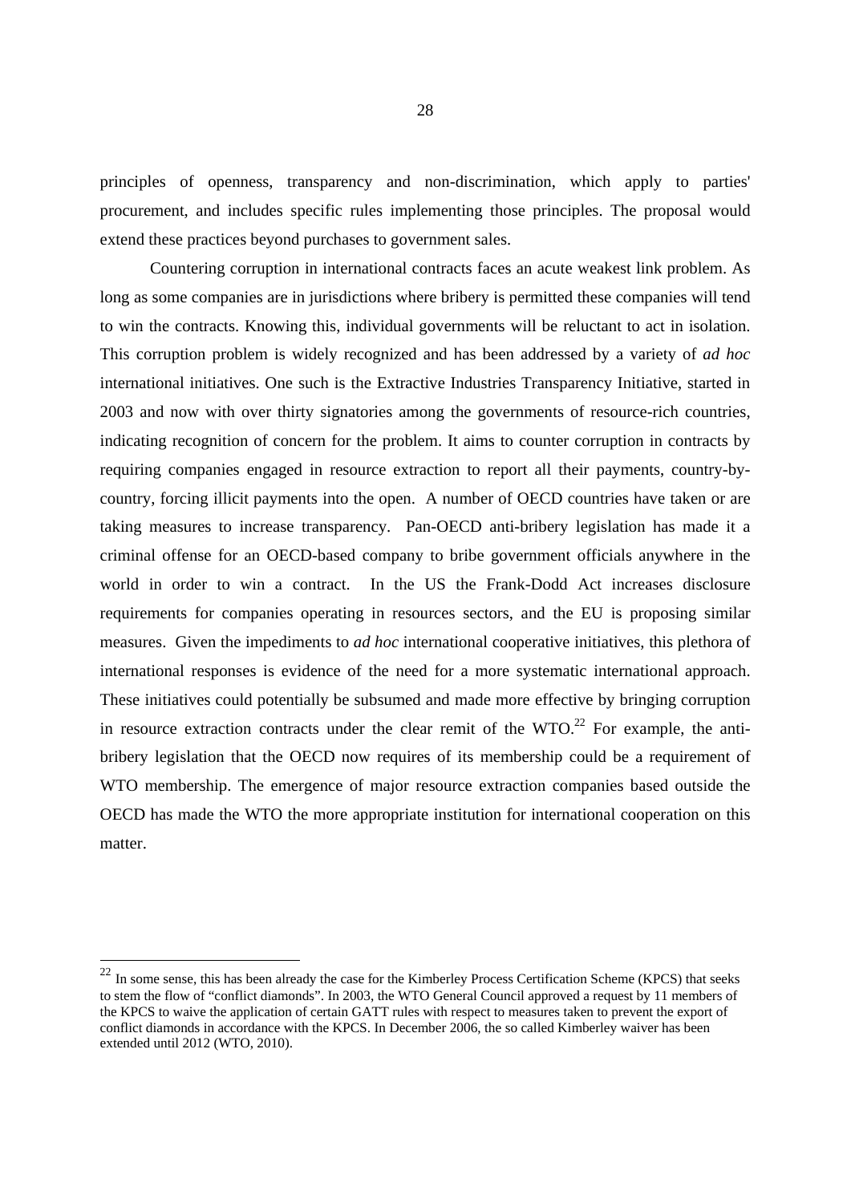principles of openness, transparency and non-discrimination, which apply to parties' procurement, and includes specific rules implementing those principles. The proposal would extend these practices beyond purchases to government sales.

Countering corruption in international contracts faces an acute weakest link problem. As long as some companies are in jurisdictions where bribery is permitted these companies will tend to win the contracts. Knowing this, individual governments will be reluctant to act in isolation. This corruption problem is widely recognized and has been addressed by a variety of *ad hoc* international initiatives. One such is the Extractive Industries Transparency Initiative, started in 2003 and now with over thirty signatories among the governments of resource-rich countries, indicating recognition of concern for the problem. It aims to counter corruption in contracts by requiring companies engaged in resource extraction to report all their payments, country-by-country, forcing illicit payments into the open. A number of OECD countries have taken or are taking measures to increase transparency. Pan-OECD anti-bribery legislation has made it a criminal offense for an OECD-based company to bribe government officials anywhere in the world in order to win a contract. In the US the Frank-Dodd Act increases disclosure requirements for companies operating in resources sectors, and the EU is proposing similar measures. Given the impediments to *ad hoc* international cooperative initiatives, this plethora of international responses is evidence of the need for a more systematic international approach. These initiatives could potentially be subsumed and made more effective by bringing corruption in resource extraction contracts under the clear remit of the WTO.[22] For example, the anti-bribery legislation that the OECD now requires of its membership could be a requirement of WTO membership. The emergence of major resource extraction companies based outside the OECD has made the WTO the more appropriate institution for international cooperation on this matter.

[22] In some sense, this has been already the case for the Kimberley Process Certification Scheme (KPCS) that seeks to stem the flow of "conflict diamonds". In 2003, the WTO General Council approved a request by 11 members of the KPCS to waive the application of certain GATT rules with respect to measures taken to prevent the export of conflict diamonds in accordance with the KPCS. In December 2006, the so called Kimberley waiver has been extended until 2012 (WTO, 2010).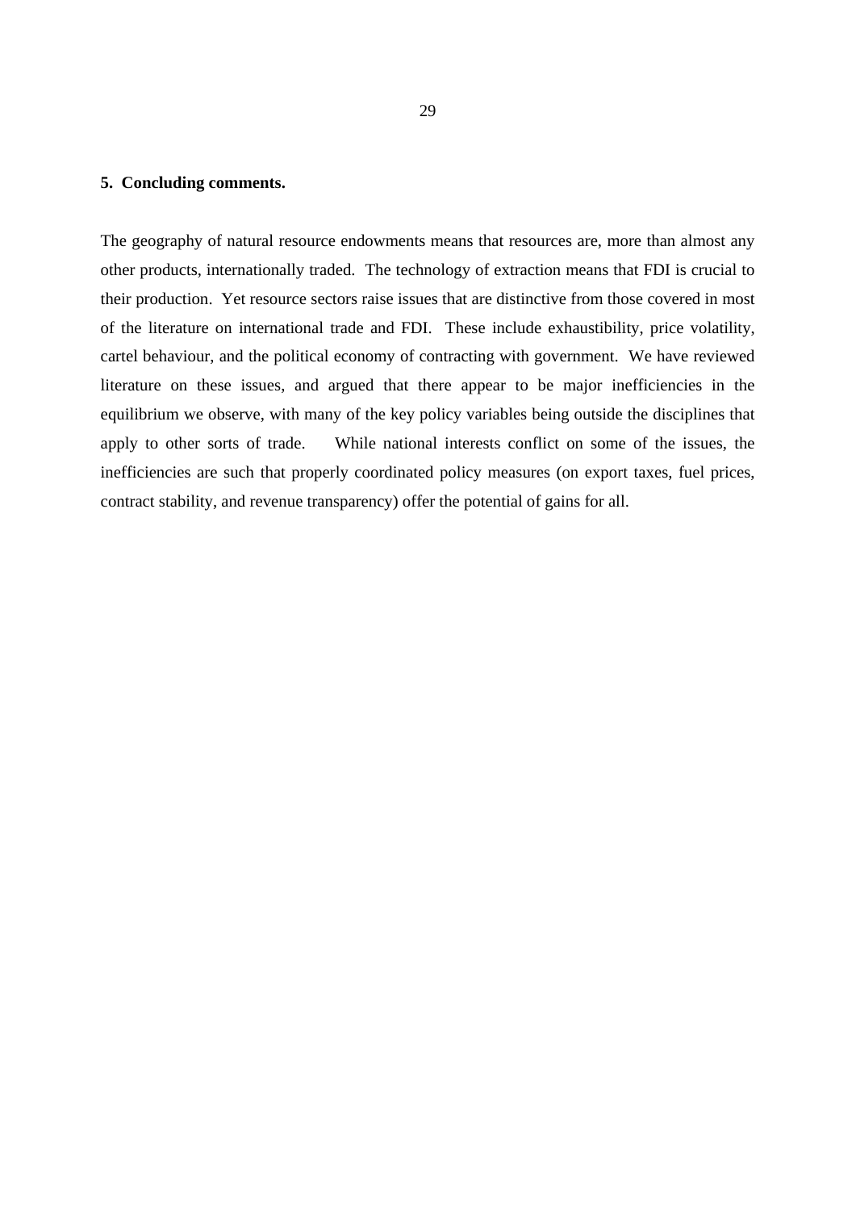## 5. Concluding comments.

The geography of natural resource endowments means that resources are, more than almost any other products, internationally traded. The technology of extraction means that FDI is crucial to their production. Yet resource sectors raise issues that are distinctive from those covered in most of the literature on international trade and FDI. These include exhaustibility, price volatility, cartel behaviour, and the political economy of contracting with government. We have reviewed literature on these issues, and argued that there appear to be major inefficiencies in the equilibrium we observe, with many of the key policy variables being outside the disciplines that apply to other sorts of trade. While national interests conflict on some of the issues, the inefficiencies are such that properly coordinated policy measures (on export taxes, fuel prices, contract stability, and revenue transparency) offer the potential of gains for all.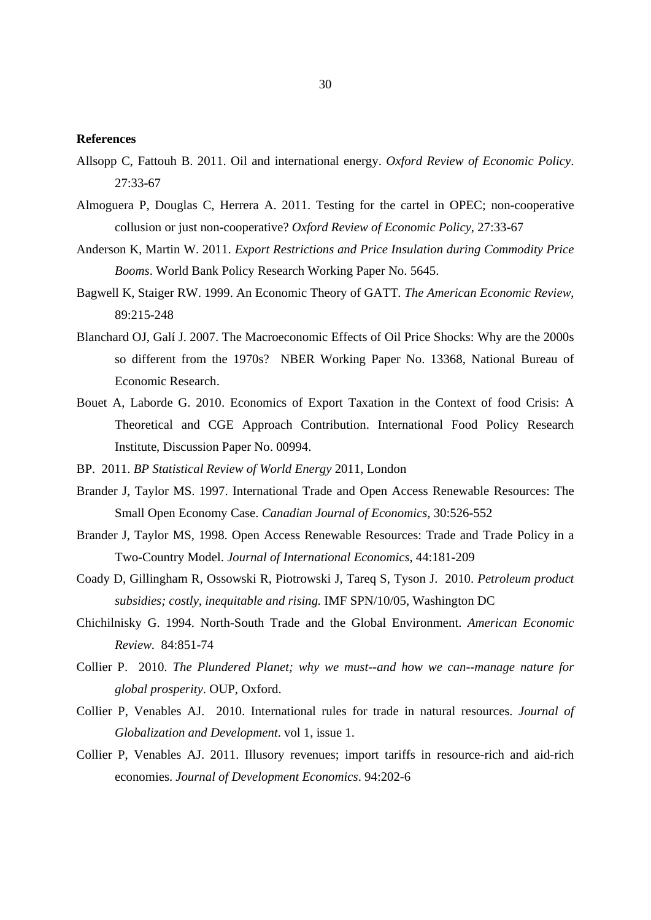**References**

Allsopp C, Fattouh B. 2011. Oil and international energy. *Oxford Review of Economic Policy*. 27:33-67

Almoguera P, Douglas C, Herrera A. 2011. Testing for the cartel in OPEC; non-cooperative collusion or just non-cooperative? *Oxford Review of Economic Policy*, 27:33-67

Anderson K, Martin W. 2011. *Export Restrictions and Price Insulation during Commodity Price Booms*. World Bank Policy Research Working Paper No. 5645.

Bagwell K, Staiger RW. 1999. An Economic Theory of GATT. *The American Economic Review*, 89:215-248

Blanchard OJ, Galí J. 2007. The Macroeconomic Effects of Oil Price Shocks: Why are the 2000s so different from the 1970s? NBER Working Paper No. 13368, National Bureau of Economic Research.

Bouet A, Laborde G. 2010. Economics of Export Taxation in the Context of food Crisis: A Theoretical and CGE Approach Contribution. International Food Policy Research Institute, Discussion Paper No. 00994.

BP. 2011. *BP Statistical Review of World Energy* 2011, London

Brander J, Taylor MS. 1997. International Trade and Open Access Renewable Resources: The Small Open Economy Case. *Canadian Journal of Economics*, 30:526-552

Brander J, Taylor MS, 1998. Open Access Renewable Resources: Trade and Trade Policy in a Two-Country Model. *Journal of International Economics*, 44:181-209

Coady D, Gillingham R, Ossowski R, Piotrowski J, Tareq S, Tyson J. 2010. *Petroleum product subsidies; costly, inequitable and rising.* IMF SPN/10/05, Washington DC

Chichilnisky G. 1994. North-South Trade and the Global Environment. *American Economic Review*. 84:851-74

Collier P. 2010. *The Plundered Planet; why we must--and how we can--manage nature for global prosperity*. OUP, Oxford.

Collier P, Venables AJ. 2010. International rules for trade in natural resources. *Journal of Globalization and Development*. vol 1, issue 1.

Collier P, Venables AJ. 2011. Illusory revenues; import tariffs in resource-rich and aid-rich economies. *Journal of Development Economics*. 94:202-6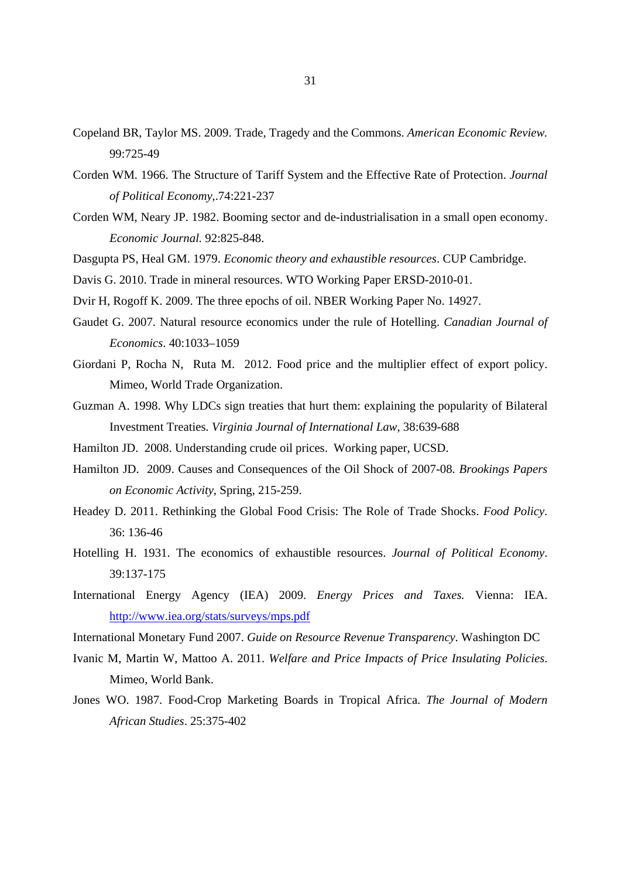Copeland BR, Taylor MS. 2009. Trade, Tragedy and the Commons. *American Economic Review.* 99:725-49

Corden WM. 1966. The Structure of Tariff System and the Effective Rate of Protection. *Journal of Political Economy*,.74:221-237

Corden WM, Neary JP. 1982. Booming sector and de-industrialisation in a small open economy. *Economic Journal.* 92:825-848.

Dasgupta PS, Heal GM. 1979. *Economic theory and exhaustible resources*. CUP Cambridge.

Davis G. 2010. Trade in mineral resources. WTO Working Paper ERSD-2010-01.

Dvir H, Rogoff K. 2009. The three epochs of oil. NBER Working Paper No. 14927.

Gaudet G. 2007. Natural resource economics under the rule of Hotelling. *Canadian Journal of Economics*. 40:1033–1059

Giordani P, Rocha N, Ruta M. 2012. Food price and the multiplier effect of export policy. Mimeo, World Trade Organization.

Guzman A. 1998. Why LDCs sign treaties that hurt them: explaining the popularity of Bilateral Investment Treaties. *Virginia Journal of International Law*, 38:639-688

Hamilton JD. 2008. Understanding crude oil prices. Working paper, UCSD.

Hamilton JD. 2009. Causes and Consequences of the Oil Shock of 2007-08. *Brookings Papers on Economic Activity*, Spring, 215-259.

Headey D. 2011. Rethinking the Global Food Crisis: The Role of Trade Shocks. *Food Policy*. 36: 136-46

Hotelling H. 1931. The economics of exhaustible resources. *Journal of Political Economy*. 39:137-175

International Energy Agency (IEA) 2009. *Energy Prices and Taxes.* Vienna: IEA. http://www.iea.org/stats/surveys/mps.pdf

International Monetary Fund 2007. *Guide on Resource Revenue Transparency*. Washington DC

Ivanic M, Martin W, Mattoo A. 2011. *Welfare and Price Impacts of Price Insulating Policies*. Mimeo, World Bank.

Jones WO. 1987. Food-Crop Marketing Boards in Tropical Africa. *The Journal of Modern African Studies*. 25:375-402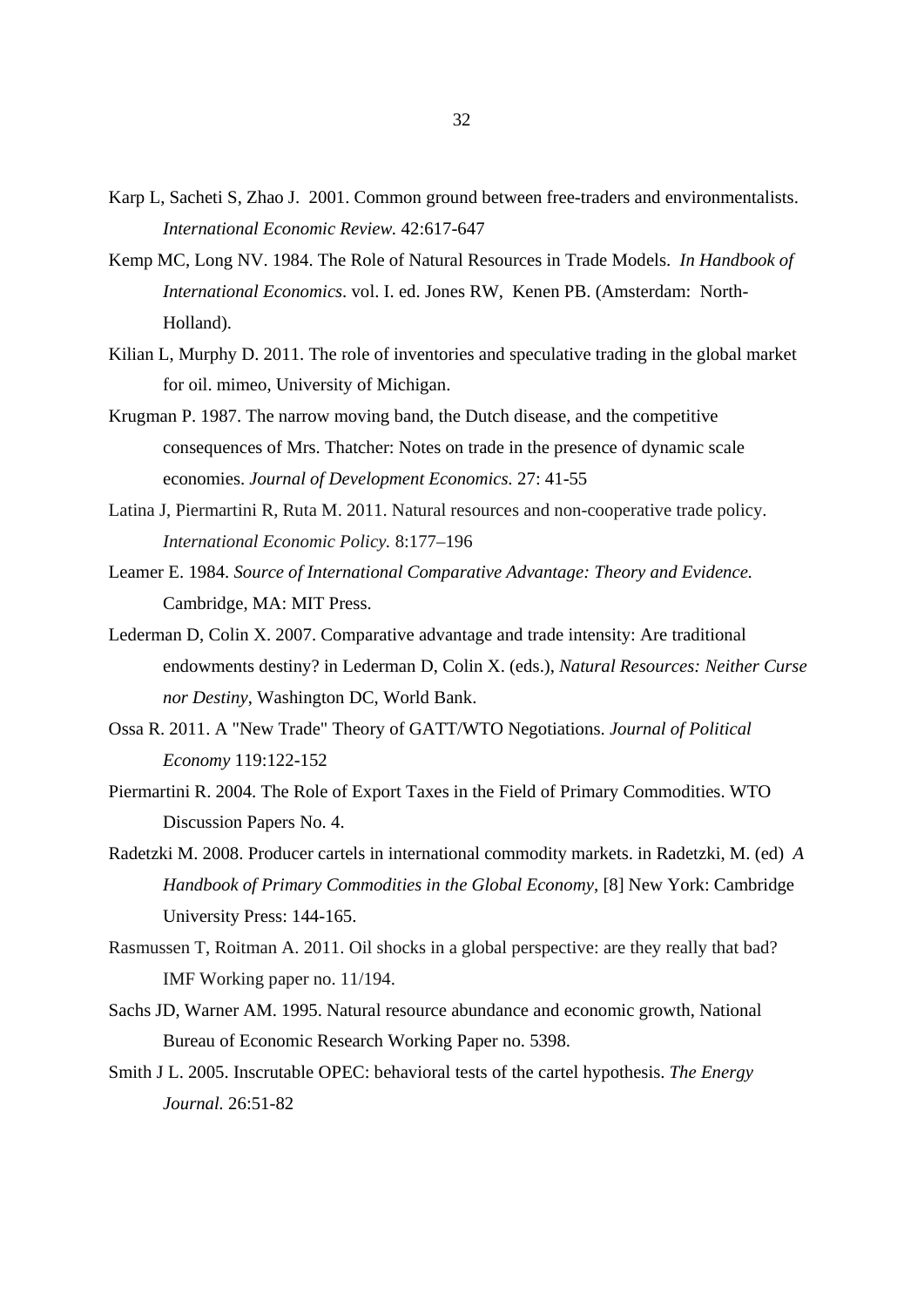Karp L, Sacheti S, Zhao J. 2001. Common ground between free-traders and environmentalists. *International Economic Review.* 42:617-647

Kemp MC, Long NV. 1984. The Role of Natural Resources in Trade Models. *In Handbook of International Economics*. vol. I. ed. Jones RW, Kenen PB. (Amsterdam: North-Holland).

Kilian L, Murphy D. 2011. The role of inventories and speculative trading in the global market for oil. mimeo, University of Michigan.

Krugman P. 1987. The narrow moving band, the Dutch disease, and the competitive consequences of Mrs. Thatcher: Notes on trade in the presence of dynamic scale economies. *Journal of Development Economics.* 27: 41-55

Latina J, Piermartini R, Ruta M. 2011. Natural resources and non-cooperative trade policy. *International Economic Policy.* 8:177–196

Leamer E. 1984. *Source of International Comparative Advantage: Theory and Evidence.* Cambridge, MA: MIT Press.

Lederman D, Colin X. 2007. Comparative advantage and trade intensity: Are traditional endowments destiny? in Lederman D, Colin X. (eds.), *Natural Resources: Neither Curse nor Destiny*, Washington DC, World Bank.

Ossa R. 2011. A "New Trade" Theory of GATT/WTO Negotiations. *Journal of Political Economy* 119:122-152

Piermartini R. 2004. The Role of Export Taxes in the Field of Primary Commodities. WTO Discussion Papers No. 4.

Radetzki M. 2008. Producer cartels in international commodity markets. in Radetzki, M. (ed) *A Handbook of Primary Commodities in the Global Economy*, [8] New York: Cambridge University Press: 144-165.

Rasmussen T, Roitman A. 2011. Oil shocks in a global perspective: are they really that bad? IMF Working paper no. 11/194.

Sachs JD, Warner AM. 1995. Natural resource abundance and economic growth, National Bureau of Economic Research Working Paper no. 5398.

Smith J L. 2005. Inscrutable OPEC: behavioral tests of the cartel hypothesis. *The Energy Journal.* 26:51-82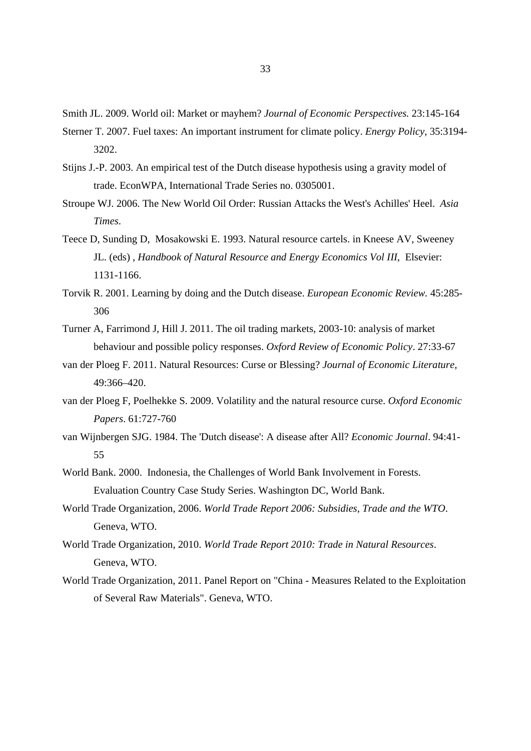Smith JL. 2009. World oil: Market or mayhem? *Journal of Economic Perspectives.* 23:145-164

Sterner T. 2007. Fuel taxes: An important instrument for climate policy. *Energy Policy*, 35:3194-3202.

Stijns J.-P. 2003. An empirical test of the Dutch disease hypothesis using a gravity model of trade. EconWPA, International Trade Series no. 0305001.

Stroupe WJ. 2006. The New World Oil Order: Russian Attacks the West's Achilles' Heel. *Asia Times*.

Teece D, Sunding D, Mosakowski E. 1993. Natural resource cartels. in Kneese AV, Sweeney JL. (eds) , *Handbook of Natural Resource and Energy Economics Vol III*, Elsevier: 1131-1166.

Torvik R. 2001. Learning by doing and the Dutch disease. *European Economic Review.* 45:285-306

Turner A, Farrimond J, Hill J. 2011. The oil trading markets, 2003-10: analysis of market behaviour and possible policy responses. *Oxford Review of Economic Policy*. 27:33-67

van der Ploeg F. 2011. Natural Resources: Curse or Blessing? *Journal of Economic Literature*, 49:366–420.

van der Ploeg F, Poelhekke S. 2009. Volatility and the natural resource curse. *Oxford Economic Papers*. 61:727-760

van Wijnbergen SJG. 1984. The 'Dutch disease': A disease after All? *Economic Journal*. 94:41-55

World Bank. 2000. Indonesia, the Challenges of World Bank Involvement in Forests. Evaluation Country Case Study Series. Washington DC, World Bank.

World Trade Organization, 2006. *World Trade Report 2006: Subsidies, Trade and the WTO*. Geneva, WTO.

World Trade Organization, 2010. *World Trade Report 2010: Trade in Natural Resources*. Geneva, WTO.

World Trade Organization, 2011. Panel Report on "China - Measures Related to the Exploitation of Several Raw Materials". Geneva, WTO.